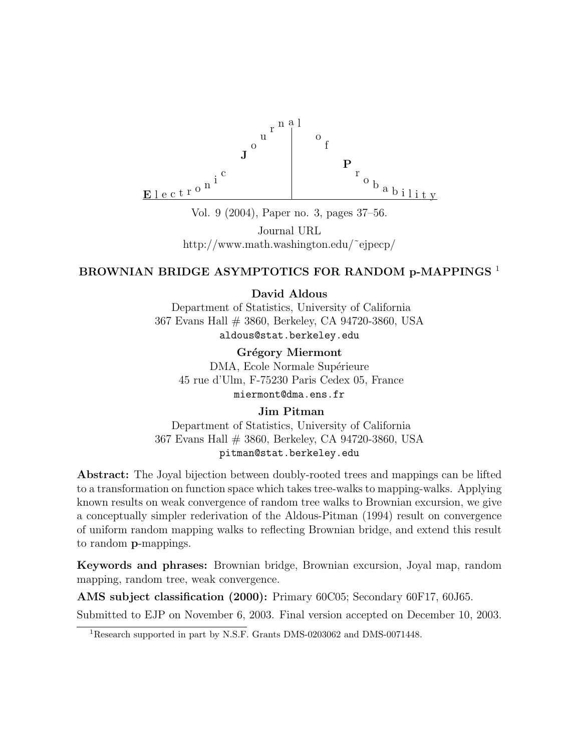Electronic Journal of Probability

Vol. 9 (2004), Paper no. 3, pages 37–56.

Journal URL
http://www.math.washington.edu/~ejpecp/

# BROWNIAN BRIDGE ASYMPTOTICS FOR RANDOM p-MAPPINGS [1]

**David Aldous**
Department of Statistics, University of California
367 Evans Hall # 3860, Berkeley, CA 94720-3860, USA
aldous@stat.berkeley.edu

**Grégory Miermont**
DMA, Ecole Normale Supérieure
45 rue d'Ulm, F-75230 Paris Cedex 05, France
miermont@dma.ens.fr

**Jim Pitman**
Department of Statistics, University of California
367 Evans Hall # 3860, Berkeley, CA 94720-3860, USA
pitman@stat.berkeley.edu

**Abstract:** The Joyal bijection between doubly-rooted trees and mappings can be lifted to a transformation on function space which takes tree-walks to mapping-walks. Applying known results on weak convergence of random tree walks to Brownian excursion, we give a conceptually simpler rederivation of the Aldous-Pitman (1994) result on convergence of uniform random mapping walks to reflecting Brownian bridge, and extend this result to random **p**-mappings.

**Keywords and phrases:** Brownian bridge, Brownian excursion, Joyal map, random mapping, random tree, weak convergence.

**AMS subject classification (2000):** Primary 60C05; Secondary 60F17, 60J65.

Submitted to EJP on November 6, 2003. Final version accepted on December 10, 2003.

[1] Research supported in part by N.S.F. Grants DMS-0203062 and DMS-0071448.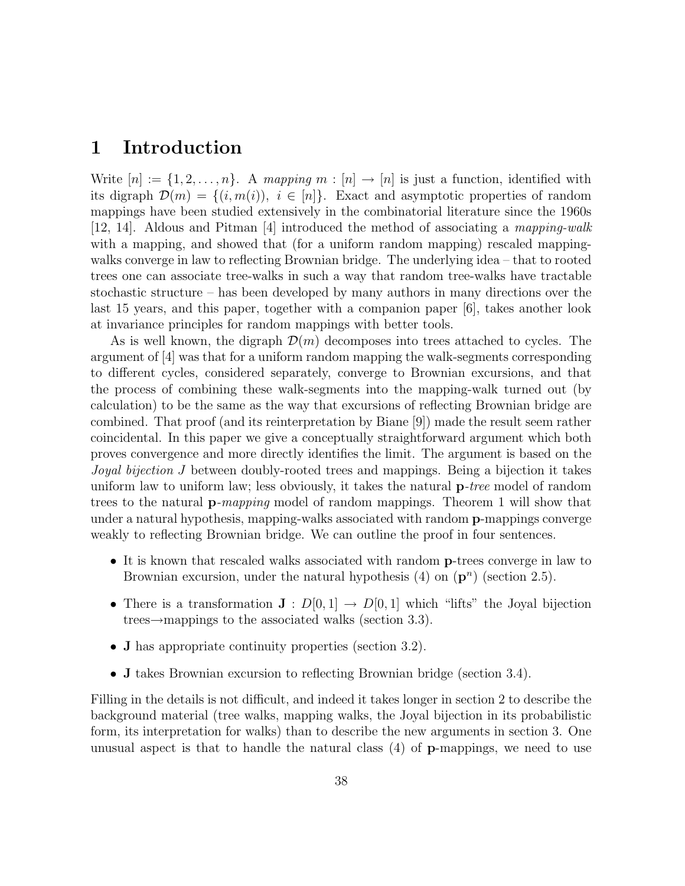# 1 Introduction

Write $[n] := \{1, 2, \ldots, n\}$. A *mapping* $m : [n] \to [n]$ is just a function, identified with its digraph $\mathcal{D}(m) = \{(i, m(i)),\ i \in [n]\}$. Exact and asymptotic properties of random mappings have been studied extensively in the combinatorial literature since the 1960s [12, 14]. Aldous and Pitman [4] introduced the method of associating a *mapping-walk* with a mapping, and showed that (for a uniform random mapping) rescaled mapping-walks converge in law to reflecting Brownian bridge. The underlying idea – that to rooted trees one can associate tree-walks in such a way that random tree-walks have tractable stochastic structure – has been developed by many authors in many directions over the last 15 years, and this paper, together with a companion paper [6], takes another look at invariance principles for random mappings with better tools.

As is well known, the digraph $\mathcal{D}(m)$ decomposes into trees attached to cycles. The argument of [4] was that for a uniform random mapping the walk-segments corresponding to different cycles, considered separately, converge to Brownian excursions, and that the process of combining these walk-segments into the mapping-walk turned out (by calculation) to be the same as the way that excursions of reflecting Brownian bridge are combined. That proof (and its reinterpretation by Biane [9]) made the result seem rather coincidental. In this paper we give a conceptually straightforward argument which both proves convergence and more directly identifies the limit. The argument is based on the *Joyal bijection* $J$ between doubly-rooted trees and mappings. Being a bijection it takes uniform law to uniform law; less obviously, it takes the natural $\mathbf{p}$*-tree* model of random trees to the natural $\mathbf{p}$*-mapping* model of random mappings. Theorem 1 will show that under a natural hypothesis, mapping-walks associated with random $\mathbf{p}$-mappings converge weakly to reflecting Brownian bridge. We can outline the proof in four sentences.

- It is known that rescaled walks associated with random $\mathbf{p}$-trees converge in law to Brownian excursion, under the natural hypothesis (4) on $(\mathbf{p}^n)$ (section 2.5).
- There is a transformation $\mathbf{J} : D[0, 1] \to D[0, 1]$ which "lifts" the Joyal bijection trees$\to$mappings to the associated walks (section 3.3).
- $\mathbf{J}$ has appropriate continuity properties (section 3.2).
- $\mathbf{J}$ takes Brownian excursion to reflecting Brownian bridge (section 3.4).

Filling in the details is not difficult, and indeed it takes longer in section 2 to describe the background material (tree walks, mapping walks, the Joyal bijection in its probabilistic form, its interpretation for walks) than to describe the new arguments in section 3. One unusual aspect is that to handle the natural class (4) of $\mathbf{p}$-mappings, we need to use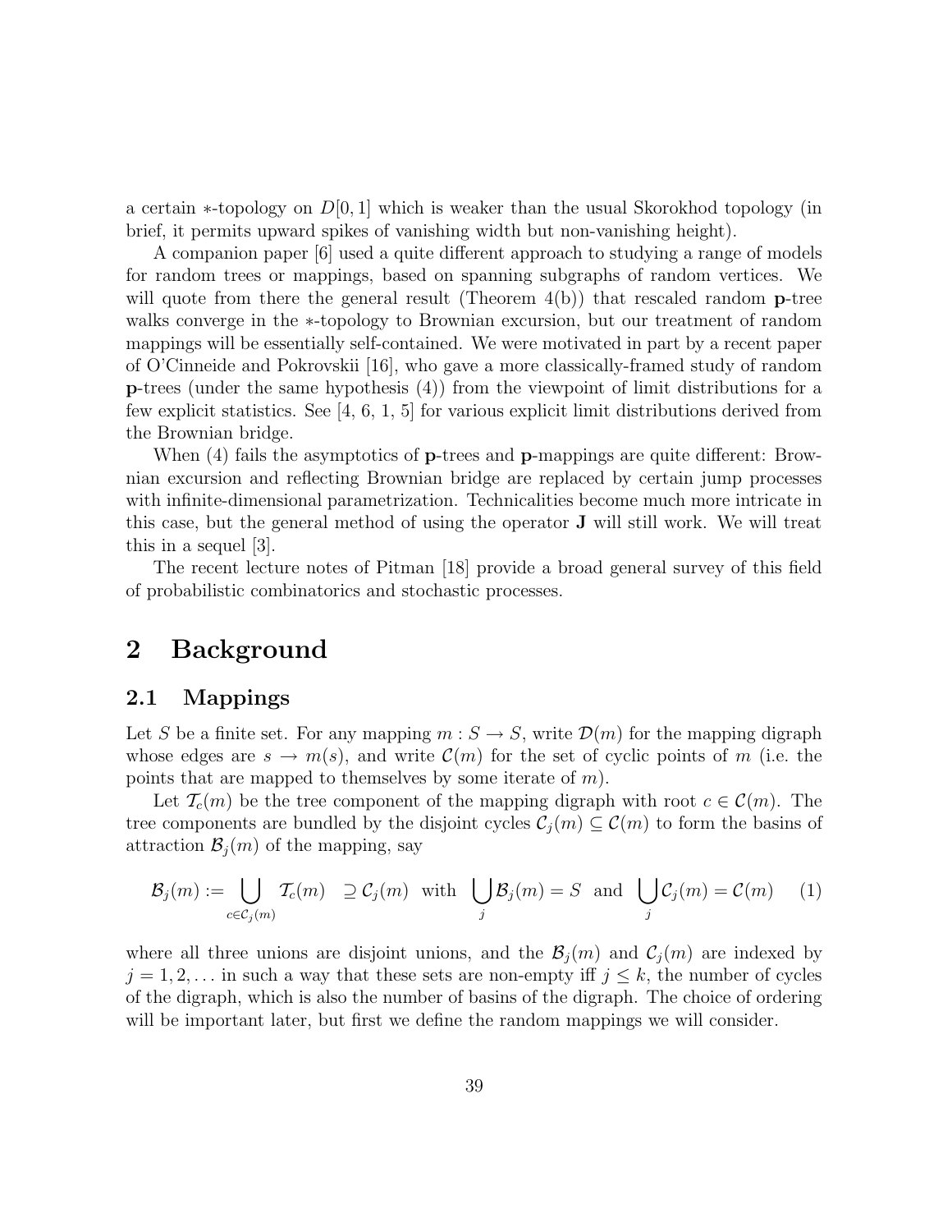a certain $*$-topology on $D[0,1]$ which is weaker than the usual Skorokhod topology (in brief, it permits upward spikes of vanishing width but non-vanishing height).

A companion paper [6] used a quite different approach to studying a range of models for random trees or mappings, based on spanning subgraphs of random vertices. We will quote from there the general result (Theorem 4(b)) that rescaled random **p**-tree walks converge in the $*$-topology to Brownian excursion, but our treatment of random mappings will be essentially self-contained. We were motivated in part by a recent paper of O'Cinneide and Pokrovskii [16], who gave a more classically-framed study of random **p**-trees (under the same hypothesis (4)) from the viewpoint of limit distributions for a few explicit statistics. See [4, 6, 1, 5] for various explicit limit distributions derived from the Brownian bridge.

When (4) fails the asymptotics of **p**-trees and **p**-mappings are quite different: Brownian excursion and reflecting Brownian bridge are replaced by certain jump processes with infinite-dimensional parametrization. Technicalities become much more intricate in this case, but the general method of using the operator **J** will still work. We will treat this in a sequel [3].

The recent lecture notes of Pitman [18] provide a broad general survey of this field of probabilistic combinatorics and stochastic processes.

# 2 Background

## 2.1 Mappings

Let $S$ be a finite set. For any mapping $m : S \to S$, write $\mathcal{D}(m)$ for the mapping digraph whose edges are $s \to m(s)$, and write $\mathcal{C}(m)$ for the set of cyclic points of $m$ (i.e. the points that are mapped to themselves by some iterate of $m$).

Let $\mathcal{T}_c(m)$ be the tree component of the mapping digraph with root $c \in \mathcal{C}(m)$. The tree components are bundled by the disjoint cycles $\mathcal{C}_j(m) \subseteq \mathcal{C}(m)$ to form the basins of attraction $\mathcal{B}_j(m)$ of the mapping, say

$$\mathcal{B}_j(m) := \bigcup_{c \in \mathcal{C}_j(m)} \mathcal{T}_c(m) \quad \supseteq \mathcal{C}_j(m) \quad \text{with} \quad \bigcup_j \mathcal{B}_j(m) = S \quad \text{and} \quad \bigcup_j \mathcal{C}_j(m) = \mathcal{C}(m) \qquad (1)$$

where all three unions are disjoint unions, and the $\mathcal{B}_j(m)$ and $\mathcal{C}_j(m)$ are indexed by $j = 1, 2, \ldots$ in such a way that these sets are non-empty iff $j \leq k$, the number of cycles of the digraph, which is also the number of basins of the digraph. The choice of ordering will be important later, but first we define the random mappings we will consider.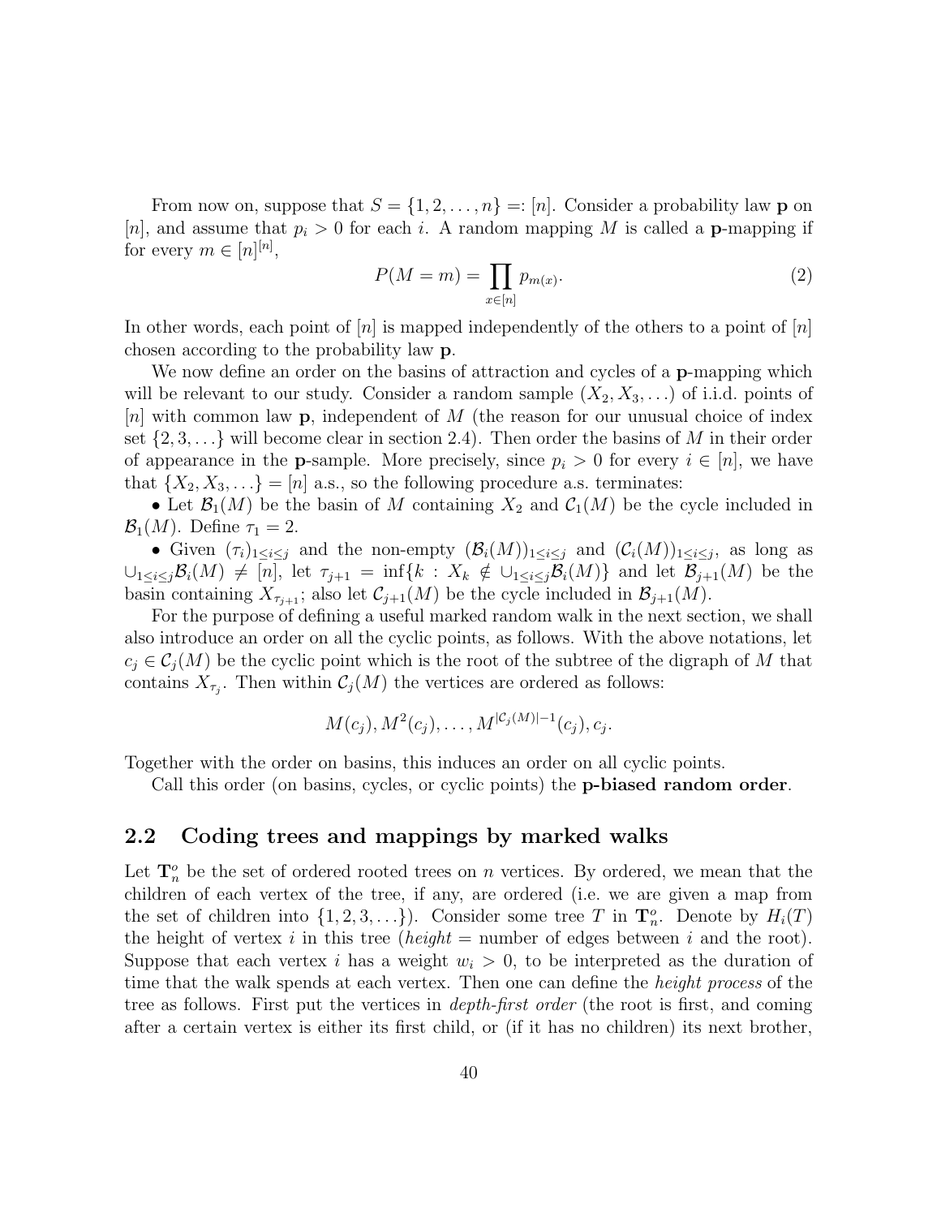From now on, suppose that $S = \{1, 2, \dots, n\} =: [n]$. Consider a probability law $\mathbf{p}$ on $[n]$, and assume that $p_i > 0$ for each $i$. A random mapping $M$ is called a $\mathbf{p}$-mapping if for every $m \in [n]^{[n]}$,

$$P(M = m) = \prod_{x \in [n]} p_{m(x)}. \tag{2}$$

In other words, each point of $[n]$ is mapped independently of the others to a point of $[n]$ chosen according to the probability law $\mathbf{p}$.

We now define an order on the basins of attraction and cycles of a $\mathbf{p}$-mapping which will be relevant to our study. Consider a random sample $(X_2, X_3, \dots)$ of i.i.d. points of $[n]$ with common law $\mathbf{p}$, independent of $M$ (the reason for our unusual choice of index set $\{2, 3, \dots\}$ will become clear in section 2.4). Then order the basins of $M$ in their order of appearance in the $\mathbf{p}$-sample. More precisely, since $p_i > 0$ for every $i \in [n]$, we have that $\{X_2, X_3, \dots\} = [n]$ a.s., so the following procedure a.s. terminates:

• Let $\mathcal{B}_1(M)$ be the basin of $M$ containing $X_2$ and $\mathcal{C}_1(M)$ be the cycle included in $\mathcal{B}_1(M)$. Define $\tau_1 = 2$.

• Given $(\tau_i)_{1 \le i \le j}$ and the non-empty $(\mathcal{B}_i(M))_{1 \le i \le j}$ and $(\mathcal{C}_i(M))_{1 \le i \le j}$, as long as $\cup_{1 \le i \le j} \mathcal{B}_i(M) \neq [n]$, let $\tau_{j+1} = \inf\{k : X_k \notin \cup_{1 \le i \le j} \mathcal{B}_i(M)\}$ and let $\mathcal{B}_{j+1}(M)$ be the basin containing $X_{\tau_{j+1}}$; also let $\mathcal{C}_{j+1}(M)$ be the cycle included in $\mathcal{B}_{j+1}(M)$.

For the purpose of defining a useful marked random walk in the next section, we shall also introduce an order on all the cyclic points, as follows. With the above notations, let $c_j \in \mathcal{C}_j(M)$ be the cyclic point which is the root of the subtree of the digraph of $M$ that contains $X_{\tau_j}$. Then within $\mathcal{C}_j(M)$ the vertices are ordered as follows:

$$M(c_j), M^2(c_j), \dots, M^{|\mathcal{C}_j(M)|-1}(c_j), c_j.$$

Together with the order on basins, this induces an order on all cyclic points.

Call this order (on basins, cycles, or cyclic points) the **p-biased random order**.

## 2.2 Coding trees and mappings by marked walks

Let $\mathbf{T}_n^o$ be the set of ordered rooted trees on $n$ vertices. By ordered, we mean that the children of each vertex of the tree, if any, are ordered (i.e. we are given a map from the set of children into $\{1, 2, 3, \dots\}$). Consider some tree $T$ in $\mathbf{T}_n^o$. Denote by $H_i(T)$ the height of vertex $i$ in this tree (*height* = number of edges between $i$ and the root). Suppose that each vertex $i$ has a weight $w_i > 0$, to be interpreted as the duration of time that the walk spends at each vertex. Then one can define the *height process* of the tree as follows. First put the vertices in *depth-first order* (the root is first, and coming after a certain vertex is either its first child, or (if it has no children) its next brother,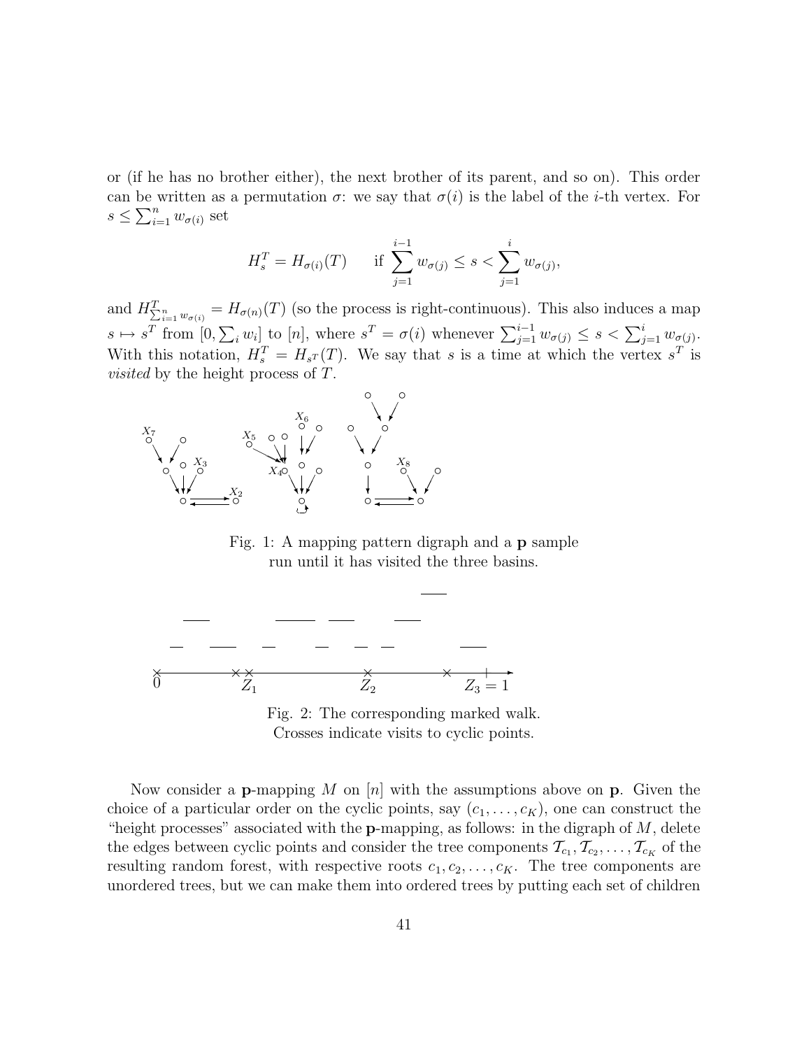or (if he has no brother either), the next brother of its parent, and so on). This order can be written as a permutation $\sigma$: we say that $\sigma(i)$ is the label of the $i$-th vertex. For $s \leq \sum_{i=1}^{n} w_{\sigma(i)}$ set

$$H_s^T = H_{\sigma(i)}(T) \qquad \text{if } \sum_{j=1}^{i-1} w_{\sigma(j)} \leq s < \sum_{j=1}^{i} w_{\sigma(j)},$$

and $H^T_{\sum_{i=1}^n w_{\sigma(i)}} = H_{\sigma(n)}(T)$ (so the process is right-continuous). This also induces a map $s \mapsto s^T$ from $[0, \sum_i w_i]$ to $[n]$, where $s^T = \sigma(i)$ whenever $\sum_{j=1}^{i-1} w_{\sigma(j)} \leq s < \sum_{j=1}^{i} w_{\sigma(j)}$. With this notation, $H_s^T = H_{s^T}(T)$. We say that $s$ is a time at which the vertex $s^T$ is *visited* by the height process of $T$.

Fig. 1: A mapping pattern digraph and a **p** sample run until it has visited the three basins.

Fig. 2: The corresponding marked walk. Crosses indicate visits to cyclic points.

Now consider a **p**-mapping $M$ on $[n]$ with the assumptions above on **p**. Given the choice of a particular order on the cyclic points, say $(c_1, \ldots, c_K)$, one can construct the "height processes" associated with the **p**-mapping, as follows: in the digraph of $M$, delete the edges between cyclic points and consider the tree components $\mathcal{T}_{c_1}, \mathcal{T}_{c_2}, \ldots, \mathcal{T}_{c_K}$ of the resulting random forest, with respective roots $c_1, c_2, \ldots, c_K$. The tree components are unordered trees, but we can make them into ordered trees by putting each set of children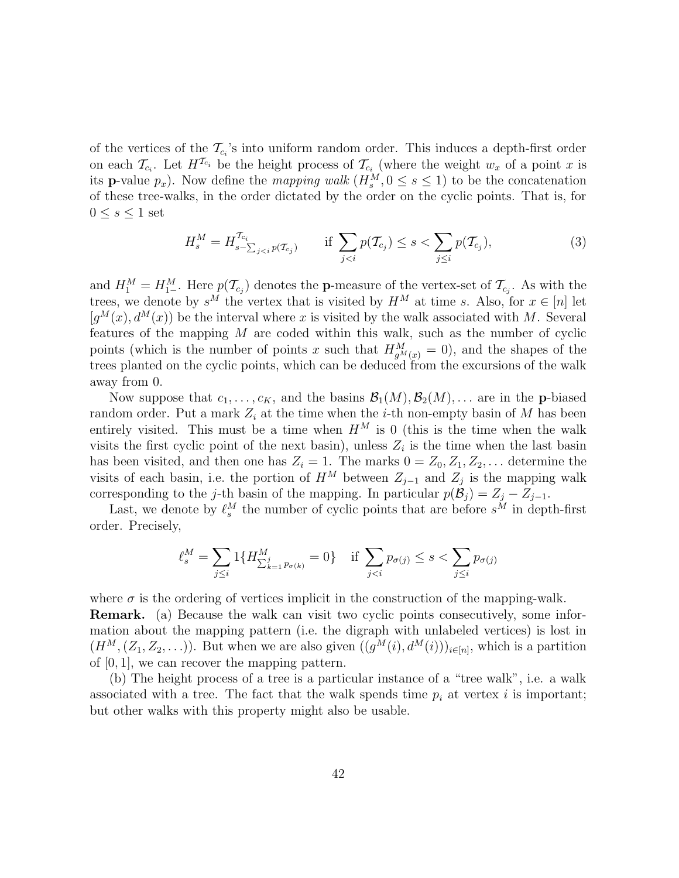of the vertices of the $\mathcal{T}_{c_i}$'s into uniform random order. This induces a depth-first order on each $\mathcal{T}_{c_i}$. Let $H^{\mathcal{T}_{c_i}}$ be the height process of $\mathcal{T}_{c_i}$ (where the weight $w_x$ of a point $x$ is its $\mathbf{p}$-value $p_x$). Now define the *mapping walk* $(H^M_s, 0 \leq s \leq 1)$ to be the concatenation of these tree-walks, in the order dictated by the order on the cyclic points. That is, for $0 \leq s \leq 1$ set

$$H^M_s = H^{\mathcal{T}_{c_i}}_{s - \sum_{j<i} p(\mathcal{T}_{c_j})} \qquad \text{if } \sum_{j<i} p(\mathcal{T}_{c_j}) \leq s < \sum_{j \leq i} p(\mathcal{T}_{c_j}), \tag{3}$$

and $H^M_1 = H^M_{1-}$. Here $p(\mathcal{T}_{c_j})$ denotes the $\mathbf{p}$-measure of the vertex-set of $\mathcal{T}_{c_j}$. As with the trees, we denote by $s^M$ the vertex that is visited by $H^M$ at time $s$. Also, for $x \in [n]$ let $[g^M(x), d^M(x))$ be the interval where $x$ is visited by the walk associated with $M$. Several features of the mapping $M$ are coded within this walk, such as the number of cyclic points (which is the number of points $x$ such that $H^M_{g^M(x)} = 0$), and the shapes of the trees planted on the cyclic points, which can be deduced from the excursions of the walk away from 0.

Now suppose that $c_1, \ldots, c_K$, and the basins $\mathcal{B}_1(M), \mathcal{B}_2(M), \ldots$ are in the $\mathbf{p}$-biased random order. Put a mark $Z_i$ at the time when the $i$-th non-empty basin of $M$ has been entirely visited. This must be a time when $H^M$ is 0 (this is the time when the walk visits the first cyclic point of the next basin), unless $Z_i$ is the time when the last basin has been visited, and then one has $Z_i = 1$. The marks $0 = Z_0, Z_1, Z_2, \ldots$ determine the visits of each basin, i.e. the portion of $H^M$ between $Z_{j-1}$ and $Z_j$ is the mapping walk corresponding to the $j$-th basin of the mapping. In particular $p(\mathcal{B}_j) = Z_j - Z_{j-1}$.

Last, we denote by $\ell^M_s$ the number of cyclic points that are before $s^M$ in depth-first order. Precisely,

$$\ell^M_s = \sum_{j \leq i} 1\{H^M_{\sum_{k=1}^{j} p_{\sigma(k)}} = 0\} \quad \text{if } \sum_{j<i} p_{\sigma(j)} \leq s < \sum_{j \leq i} p_{\sigma(j)}$$

where $\sigma$ is the ordering of vertices implicit in the construction of the mapping-walk.

**Remark.** (a) Because the walk can visit two cyclic points consecutively, some information about the mapping pattern (i.e. the digraph with unlabeled vertices) is lost in $(H^M, (Z_1, Z_2, \ldots))$. But when we are also given $((g^M(i), d^M(i)))_{i \in [n]}$, which is a partition of $[0, 1]$, we can recover the mapping pattern.

(b) The height process of a tree is a particular instance of a "tree walk", i.e. a walk associated with a tree. The fact that the walk spends time $p_i$ at vertex $i$ is important; but other walks with this property might also be usable.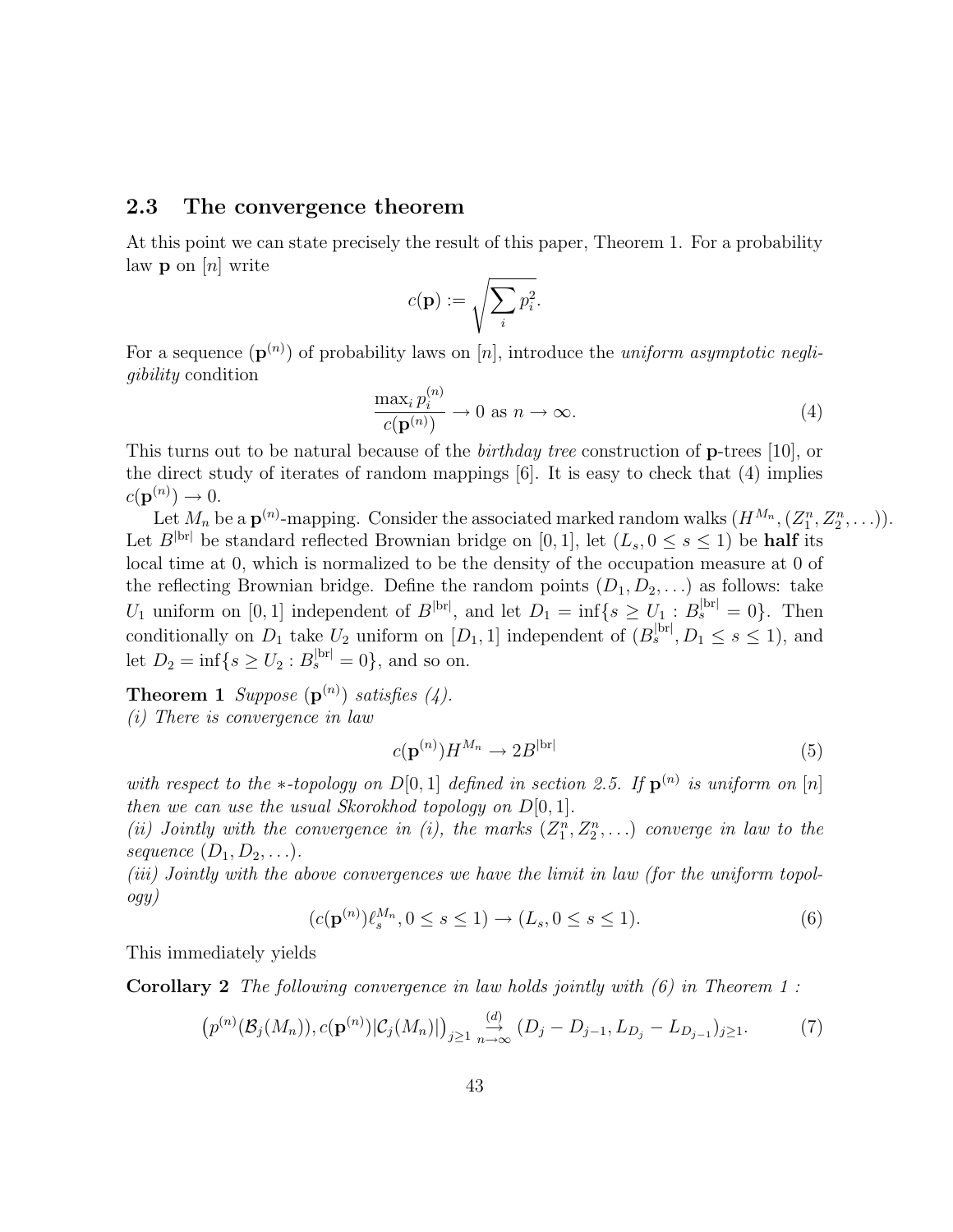## 2.3 The convergence theorem

At this point we can state precisely the result of this paper, Theorem 1. For a probability law $\mathbf{p}$ on $[n]$ write

$$c(\mathbf{p}) := \sqrt{\sum_i p_i^2}.$$

For a sequence $(\mathbf{p}^{(n)})$ of probability laws on $[n]$, introduce the *uniform asymptotic negligibility* condition

$$\frac{\max_i p_i^{(n)}}{c(\mathbf{p}^{(n)})} \to 0 \text{ as } n \to \infty. \tag{4}$$

This turns out to be natural because of the *birthday tree* construction of $\mathbf{p}$-trees [10], or the direct study of iterates of random mappings [6]. It is easy to check that (4) implies $c(\mathbf{p}^{(n)}) \to 0$.

Let $M_n$ be a $\mathbf{p}^{(n)}$-mapping. Consider the associated marked random walks $(H^{M_n}, (Z_1^n, Z_2^n, \ldots))$. Let $B^{|\mathrm{br}|}$ be standard reflected Brownian bridge on $[0,1]$, let $(L_s, 0 \le s \le 1)$ be **half** its local time at 0, which is normalized to be the density of the occupation measure at 0 of the reflecting Brownian bridge. Define the random points $(D_1, D_2, \ldots)$ as follows: take $U_1$ uniform on $[0,1]$ independent of $B^{|\mathrm{br}|}$, and let $D_1 = \inf\{s \ge U_1 : B_s^{|\mathrm{br}|} = 0\}$. Then conditionally on $D_1$ take $U_2$ uniform on $[D_1, 1]$ independent of $(B_s^{|\mathrm{br}|}, D_1 \le s \le 1)$, and let $D_2 = \inf\{s \ge U_2 : B_s^{|\mathrm{br}|} = 0\}$, and so on.

**Theorem 1** *Suppose $(\mathbf{p}^{(n)})$ satisfies (4).*
*(i) There is convergence in law*

$$c(\mathbf{p}^{(n)}) H^{M_n} \to 2B^{|\mathrm{br}|} \tag{5}$$

*with respect to the $*$-topology on $D[0,1]$ defined in section 2.5. If $\mathbf{p}^{(n)}$ is uniform on $[n]$ then we can use the usual Skorokhod topology on $D[0,1]$.*
*(ii) Jointly with the convergence in (i), the marks $(Z_1^n, Z_2^n, \ldots)$ converge in law to the sequence $(D_1, D_2, \ldots)$.*
*(iii) Jointly with the above convergences we have the limit in law (for the uniform topology)*

$$(c(\mathbf{p}^{(n)}) \ell_s^{M_n}, 0 \le s \le 1) \to (L_s, 0 \le s \le 1). \tag{6}$$

This immediately yields

**Corollary 2** *The following convergence in law holds jointly with (6) in Theorem 1 :*

$$\left(p^{(n)}(\mathcal{B}_j(M_n)), c(\mathbf{p}^{(n)})|\mathcal{C}_j(M_n)|\right)_{j\ge 1} \underset{n\to\infty}{\overset{(d)}{\to}} (D_j - D_{j-1}, L_{D_j} - L_{D_{j-1}})_{j\ge 1}. \tag{7}$$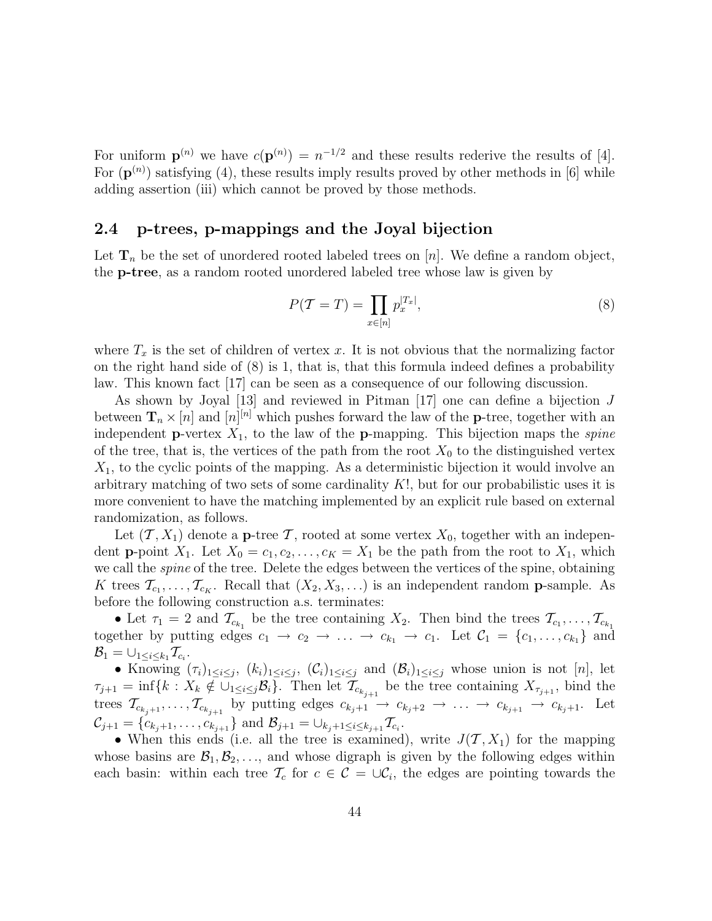For uniform $\mathbf{p}^{(n)}$ we have $c(\mathbf{p}^{(n)}) = n^{-1/2}$ and these results rederive the results of [4]. For $(\mathbf{p}^{(n)})$ satisfying (4), these results imply results proved by other methods in [6] while adding assertion (iii) which cannot be proved by those methods.

## 2.4 p-trees, p-mappings and the Joyal bijection

Let $\mathbf{T}_n$ be the set of unordered rooted labeled trees on $[n]$. We define a random object, the **p-tree**, as a random rooted unordered labeled tree whose law is given by

$$P(\mathcal{T} = T) = \prod_{x \in [n]} p_x^{|T_x|}, \tag{8}$$

where $T_x$ is the set of children of vertex $x$. It is not obvious that the normalizing factor on the right hand side of (8) is 1, that is, that this formula indeed defines a probability law. This known fact [17] can be seen as a consequence of our following discussion.

As shown by Joyal [13] and reviewed in Pitman [17] one can define a bijection $J$ between $\mathbf{T}_n \times [n]$ and $[n]^{[n]}$ which pushes forward the law of the **p**-tree, together with an independent **p**-vertex $X_1$, to the law of the **p**-mapping. This bijection maps the *spine* of the tree, that is, the vertices of the path from the root $X_0$ to the distinguished vertex $X_1$, to the cyclic points of the mapping. As a deterministic bijection it would involve an arbitrary matching of two sets of some cardinality $K!$, but for our probabilistic uses it is more convenient to have the matching implemented by an explicit rule based on external randomization, as follows.

Let $(\mathcal{T}, X_1)$ denote a **p**-tree $\mathcal{T}$, rooted at some vertex $X_0$, together with an independent **p**-point $X_1$. Let $X_0 = c_1, c_2, \ldots, c_K = X_1$ be the path from the root to $X_1$, which we call the *spine* of the tree. Delete the edges between the vertices of the spine, obtaining $K$ trees $\mathcal{T}_{c_1}, \ldots, \mathcal{T}_{c_K}$. Recall that $(X_2, X_3, \ldots)$ is an independent random **p**-sample. As before the following construction a.s. terminates:

- Let $\tau_1 = 2$ and $\mathcal{T}_{c_{k_1}}$ be the tree containing $X_2$. Then bind the trees $\mathcal{T}_{c_1}, \ldots, \mathcal{T}_{c_{k_1}}$ together by putting edges $c_1 \to c_2 \to \ldots \to c_{k_1} \to c_1$. Let $\mathcal{C}_1 = \{c_1, \ldots, c_{k_1}\}$ and $\mathcal{B}_1 = \cup_{1 \le i \le k_1} \mathcal{T}_{c_i}$.
- Knowing $(\tau_i)_{1 \le i \le j}$, $(k_i)_{1 \le i \le j}$, $(\mathcal{C}_i)_{1 \le i \le j}$ and $(\mathcal{B}_i)_{1 \le i \le j}$ whose union is not $[n]$, let $\tau_{j+1} = \inf\{k : X_k \notin \cup_{1 \le i \le j} \mathcal{B}_i\}$. Then let $\mathcal{T}_{c_{k_{j+1}}}$ be the tree containing $X_{\tau_{j+1}}$, bind the trees $\mathcal{T}_{c_{k_j+1}}, \ldots, \mathcal{T}_{c_{k_{j+1}}}$ by putting edges $c_{k_j+1} \to c_{k_j+2} \to \ldots \to c_{k_{j+1}} \to c_{k_j+1}$. Let $\mathcal{C}_{j+1} = \{c_{k_j+1}, \ldots, c_{k_{j+1}}\}$ and $\mathcal{B}_{j+1} = \cup_{k_j+1 \le i \le k_{j+1}} \mathcal{T}_{c_i}$.
- When this ends (i.e. all the tree is examined), write $J(\mathcal{T}, X_1)$ for the mapping whose basins are $\mathcal{B}_1, \mathcal{B}_2, \ldots$, and whose digraph is given by the following edges within each basin: within each tree $\mathcal{T}_c$ for $c \in \mathcal{C} = \cup \mathcal{C}_i$, the edges are pointing towards the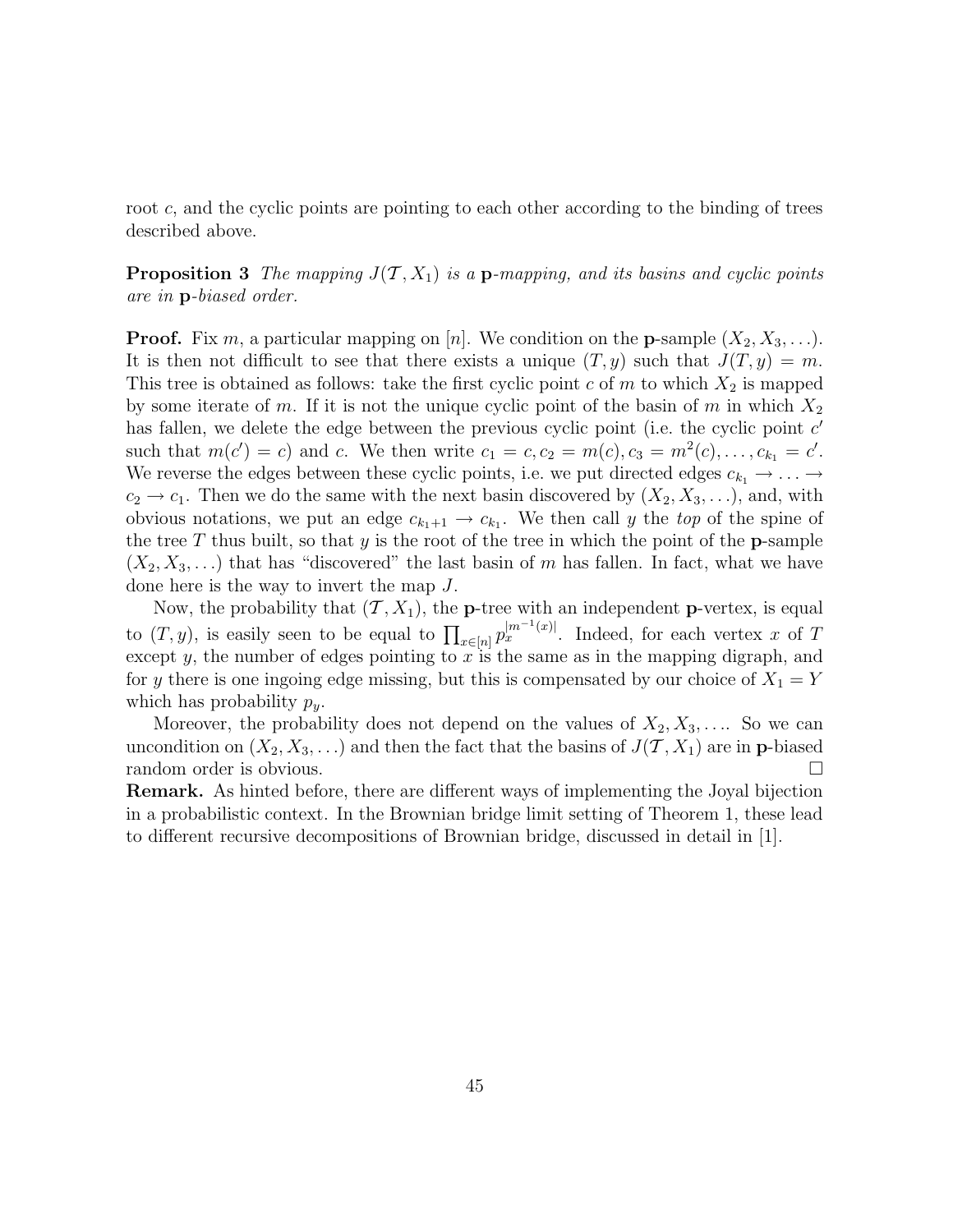root $c$, and the cyclic points are pointing to each other according to the binding of trees described above.

**Proposition 3** *The mapping $J(\mathcal{T}, X_1)$ is a* $\mathbf{p}$*-mapping, and its basins and cyclic points are in* $\mathbf{p}$*-biased order.*

**Proof.** Fix $m$, a particular mapping on $[n]$. We condition on the $\mathbf{p}$-sample $(X_2, X_3, \ldots)$. It is then not difficult to see that there exists a unique $(T, y)$ such that $J(T, y) = m$. This tree is obtained as follows: take the first cyclic point $c$ of $m$ to which $X_2$ is mapped by some iterate of $m$. If it is not the unique cyclic point of the basin of $m$ in which $X_2$ has fallen, we delete the edge between the previous cyclic point (i.e. the cyclic point $c'$ such that $m(c') = c$) and $c$. We then write $c_1 = c, c_2 = m(c), c_3 = m^2(c), \ldots, c_{k_1} = c'$. We reverse the edges between these cyclic points, i.e. we put directed edges $c_{k_1} \to \ldots \to c_2 \to c_1$. Then we do the same with the next basin discovered by $(X_2, X_3, \ldots)$, and, with obvious notations, we put an edge $c_{k_1+1} \to c_{k_1}$. We then call $y$ the *top* of the spine of the tree $T$ thus built, so that $y$ is the root of the tree in which the point of the $\mathbf{p}$-sample $(X_2, X_3, \ldots)$ that has "discovered" the last basin of $m$ has fallen. In fact, what we have done here is the way to invert the map $J$.

Now, the probability that $(\mathcal{T}, X_1)$, the $\mathbf{p}$-tree with an independent $\mathbf{p}$-vertex, is equal to $(T, y)$, is easily seen to be equal to $\prod_{x \in [n]} p_x^{|m^{-1}(x)|}$. Indeed, for each vertex $x$ of $T$ except $y$, the number of edges pointing to $x$ is the same as in the mapping digraph, and for $y$ there is one ingoing edge missing, but this is compensated by our choice of $X_1 = Y$ which has probability $p_y$.

Moreover, the probability does not depend on the values of $X_2, X_3, \ldots$. So we can uncondition on $(X_2, X_3, \ldots)$ and then the fact that the basins of $J(\mathcal{T}, X_1)$ are in $\mathbf{p}$-biased random order is obvious. □

**Remark.** As hinted before, there are different ways of implementing the Joyal bijection in a probabilistic context. In the Brownian bridge limit setting of Theorem 1, these lead to different recursive decompositions of Brownian bridge, discussed in detail in [1].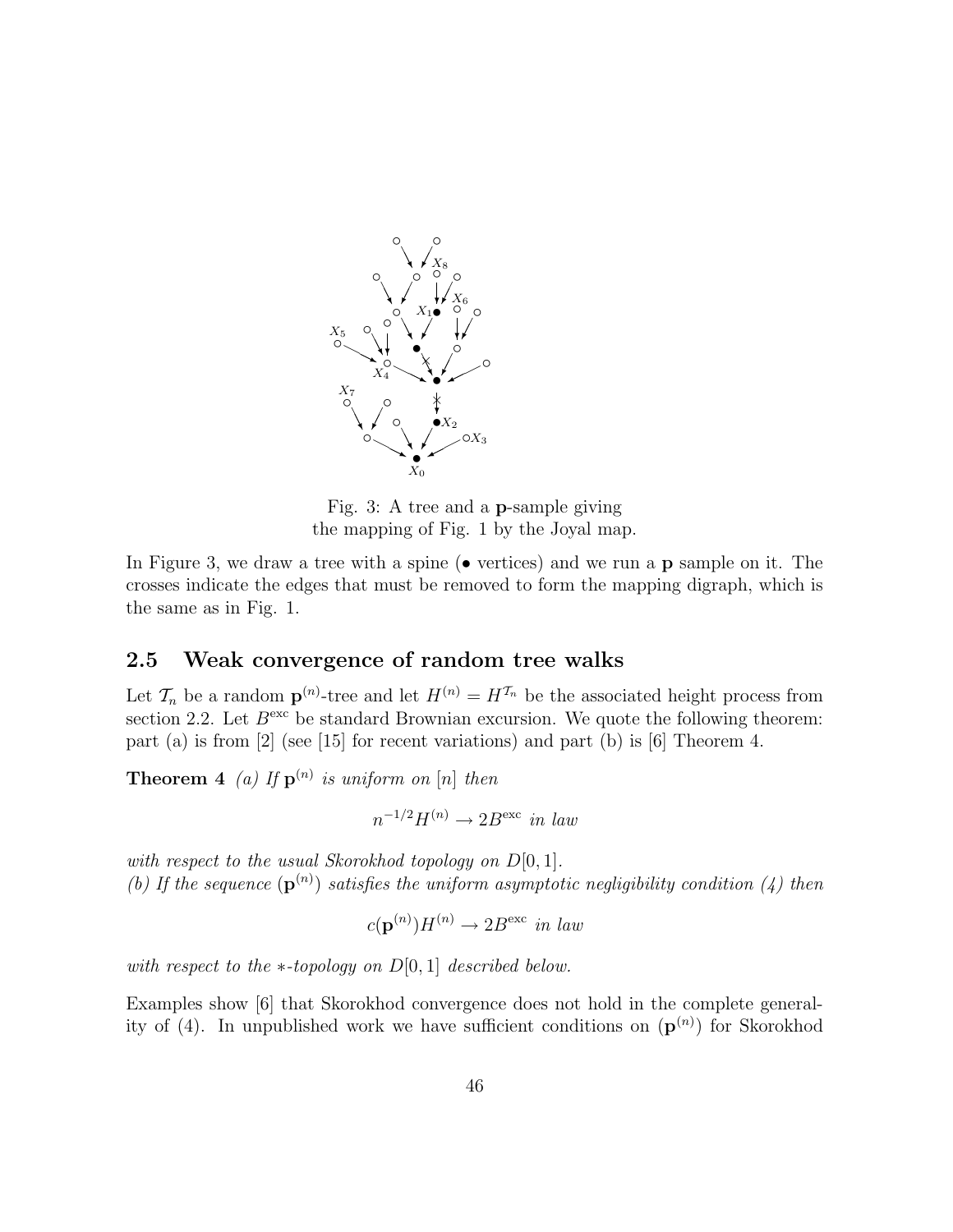Fig. 3: A tree and a **p**-sample giving the mapping of Fig. 1 by the Joyal map.

In Figure 3, we draw a tree with a spine ($\bullet$ vertices) and we run a **p** sample on it. The crosses indicate the edges that must be removed to form the mapping digraph, which is the same as in Fig. 1.

## 2.5 Weak convergence of random tree walks

Let $\mathcal{T}_n$ be a random $\mathbf{p}^{(n)}$-tree and let $H^{(n)} = H^{\mathcal{T}_n}$ be the associated height process from section 2.2. Let $B^{\text{exc}}$ be standard Brownian excursion. We quote the following theorem: part (a) is from [2] (see [15] for recent variations) and part (b) is [6] Theorem 4.

**Theorem 4** *(a) If $\mathbf{p}^{(n)}$ is uniform on $[n]$ then*

$$n^{-1/2}H^{(n)} \to 2B^{\text{exc}} \textit{ in law}$$

*with respect to the usual Skorokhod topology on $D[0,1]$.*
*(b) If the sequence $(\mathbf{p}^{(n)})$ satisfies the uniform asymptotic negligibility condition (4) then*

$$c(\mathbf{p}^{(n)})H^{(n)} \to 2B^{\text{exc}} \textit{ in law}$$

*with respect to the $*$-topology on $D[0,1]$ described below.*

Examples show [6] that Skorokhod convergence does not hold in the complete generality of (4). In unpublished work we have sufficient conditions on $(\mathbf{p}^{(n)})$ for Skorokhod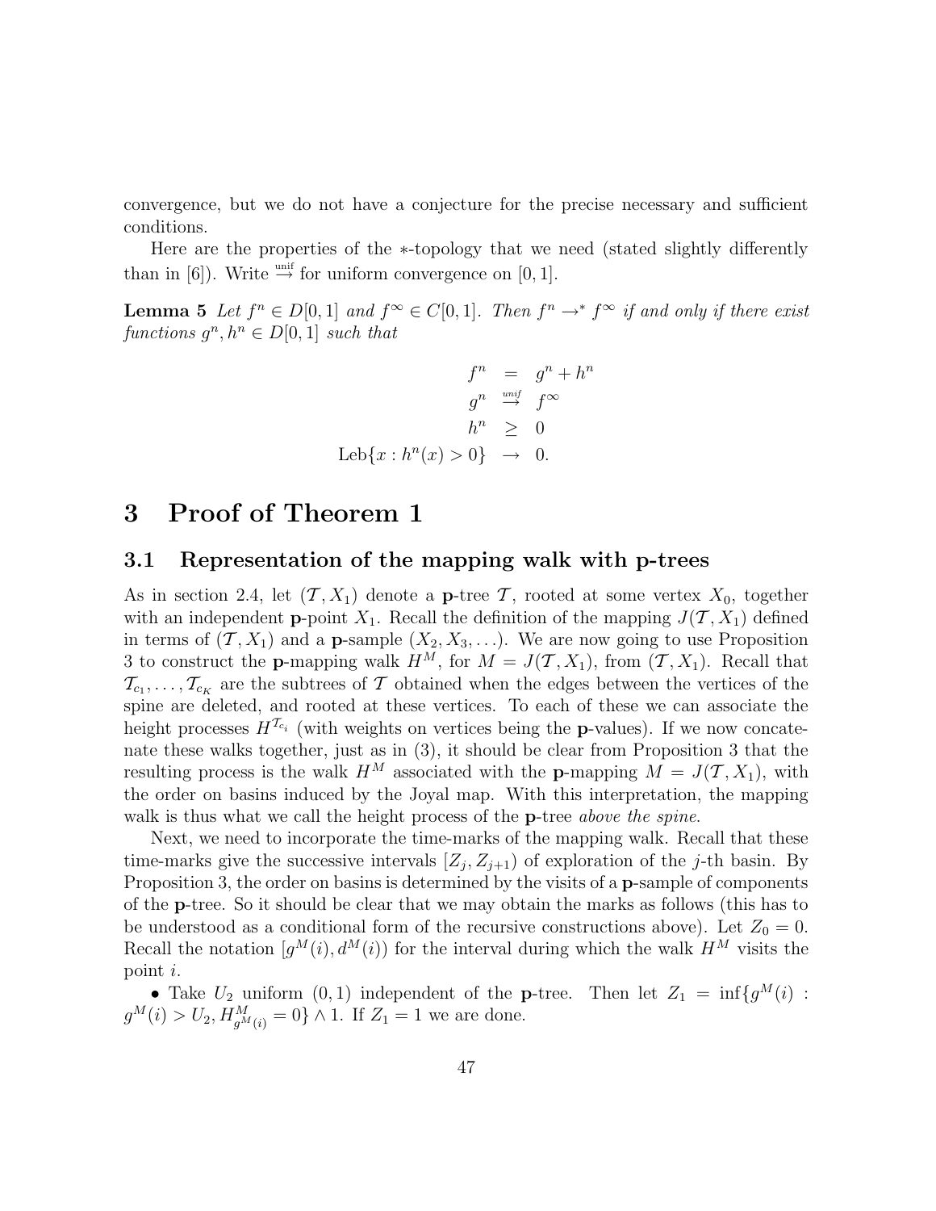convergence, but we do not have a conjecture for the precise necessary and sufficient conditions.

Here are the properties of the $*$-topology that we need (stated slightly differently than in [6]). Write $\stackrel{\text{unif}}{\to}$ for uniform convergence on $[0,1]$.

**Lemma 5** *Let $f^n \in D[0,1]$ and $f^\infty \in C[0,1]$. Then $f^n \to^* f^\infty$ if and only if there exist functions $g^n, h^n \in D[0,1]$ such that*

$$
\begin{aligned}
f^n &= g^n + h^n \\
g^n &\stackrel{unif}{\to} f^\infty \\
h^n &\geq 0 \\
\text{Leb}\{x : h^n(x) > 0\} &\to 0.
\end{aligned}
$$

# 3 Proof of Theorem 1

## 3.1 Representation of the mapping walk with p-trees

As in section 2.4, let $(\mathcal{T}, X_1)$ denote a **p**-tree $\mathcal{T}$, rooted at some vertex $X_0$, together with an independent **p**-point $X_1$. Recall the definition of the mapping $J(\mathcal{T}, X_1)$ defined in terms of $(\mathcal{T}, X_1)$ and a **p**-sample $(X_2, X_3, \ldots)$. We are now going to use Proposition 3 to construct the **p**-mapping walk $H^M$, for $M = J(\mathcal{T}, X_1)$, from $(\mathcal{T}, X_1)$. Recall that $\mathcal{T}_{c_1}, \ldots, \mathcal{T}_{c_K}$ are the subtrees of $\mathcal{T}$ obtained when the edges between the vertices of the spine are deleted, and rooted at these vertices. To each of these we can associate the height processes $H^{\mathcal{T}_{c_i}}$ (with weights on vertices being the **p**-values). If we now concatenate these walks together, just as in (3), it should be clear from Proposition 3 that the resulting process is the walk $H^M$ associated with the **p**-mapping $M = J(\mathcal{T}, X_1)$, with the order on basins induced by the Joyal map. With this interpretation, the mapping walk is thus what we call the height process of the **p**-tree *above the spine*.

Next, we need to incorporate the time-marks of the mapping walk. Recall that these time-marks give the successive intervals $[Z_j, Z_{j+1})$ of exploration of the $j$-th basin. By Proposition 3, the order on basins is determined by the visits of a **p**-sample of components of the **p**-tree. So it should be clear that we may obtain the marks as follows (this has to be understood as a conditional form of the recursive constructions above). Let $Z_0 = 0$. Recall the notation $[g^M(i), d^M(i))$ for the interval during which the walk $H^M$ visits the point $i$.

- Take $U_2$ uniform $(0,1)$ independent of the **p**-tree. Then let $Z_1 = \inf\{g^M(i) : g^M(i) > U_2, H^M_{g^M(i)} = 0\} \wedge 1$. If $Z_1 = 1$ we are done.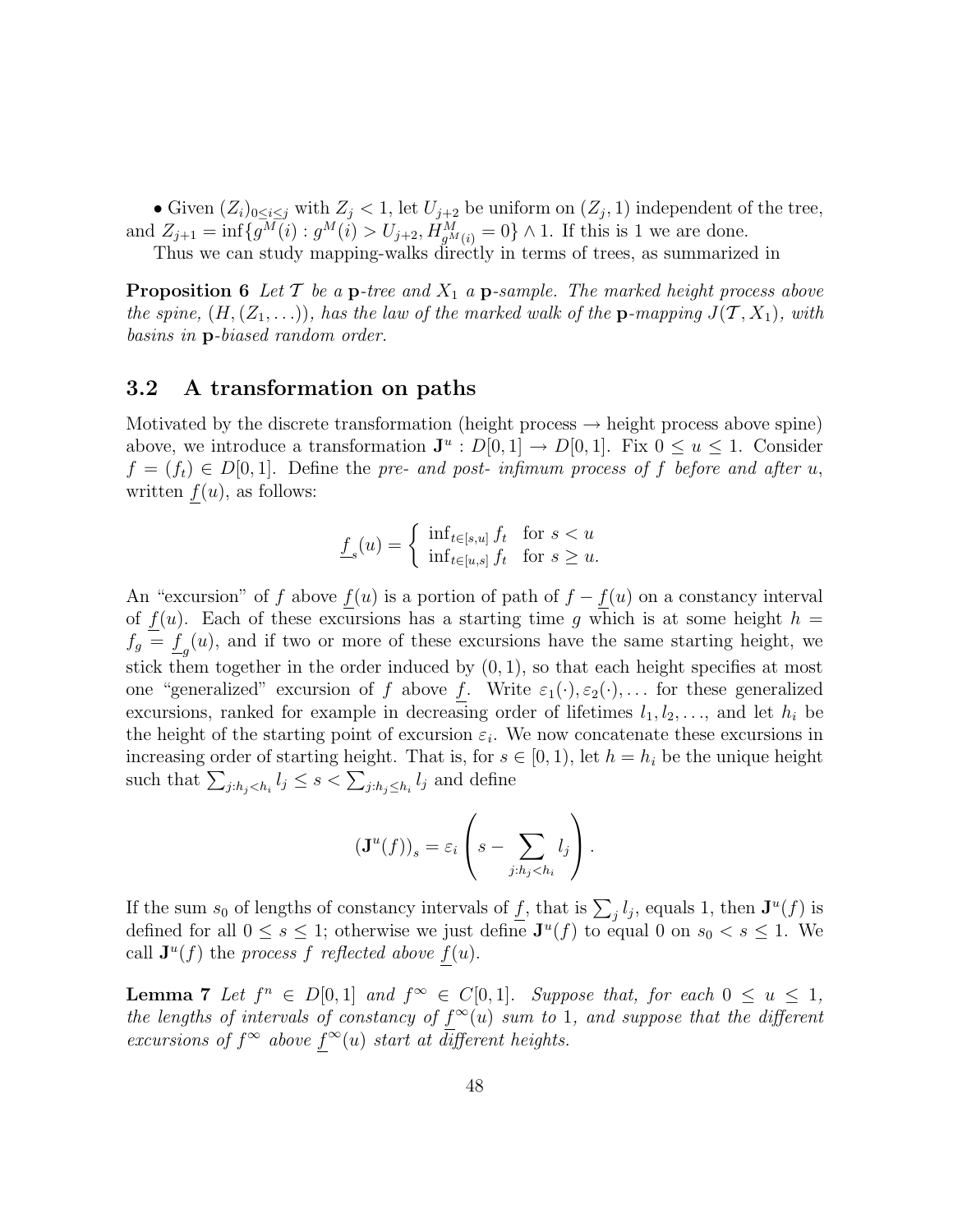• Given $(Z_i)_{0\leq i\leq j}$ with $Z_j < 1$, let $U_{j+2}$ be uniform on $(Z_j, 1)$ independent of the tree, and $Z_{j+1} = \inf\{g^M(i) : g^M(i) > U_{j+2}, H^M_{g^M(i)} = 0\} \wedge 1$. If this is 1 we are done.

Thus we can study mapping-walks directly in terms of trees, as summarized in

**Proposition 6** *Let $\mathcal{T}$ be a* **p***-tree and $X_1$ a* **p***-sample. The marked height process above the spine, $(H, (Z_1, \ldots))$, has the law of the marked walk of the* **p***-mapping $J(\mathcal{T}, X_1)$, with basins in* **p***-biased random order.*

## 3.2 A transformation on paths

Motivated by the discrete transformation (height process → height process above spine) above, we introduce a transformation $\mathbf{J}^u : D[0,1] \to D[0,1]$. Fix $0 \leq u \leq 1$. Consider $f = (f_t) \in D[0,1]$. Define the *pre- and post- infimum process of $f$ before and after $u$*, written $\underline{f}(u)$, as follows:

$$\underline{f}_s(u) = \begin{cases} \inf_{t\in[s,u]} f_t & \text{for } s < u \\ \inf_{t\in[u,s]} f_t & \text{for } s \geq u. \end{cases}$$

An "excursion" of $f$ above $\underline{f}(u)$ is a portion of path of $f - \underline{f}(u)$ on a constancy interval of $\underline{f}(u)$. Each of these excursions has a starting time $g$ which is at some height $h = f_g = \underline{f}_g(u)$, and if two or more of these excursions have the same starting height, we stick them together in the order induced by $(0,1)$, so that each height specifies at most one "generalized" excursion of $f$ above $\underline{f}$. Write $\varepsilon_1(\cdot), \varepsilon_2(\cdot), \ldots$ for these generalized excursions, ranked for example in decreasing order of lifetimes $l_1, l_2, \ldots$, and let $h_i$ be the height of the starting point of excursion $\varepsilon_i$. We now concatenate these excursions in increasing order of starting height. That is, for $s \in [0,1)$, let $h = h_i$ be the unique height such that $\sum_{j:h_j<h_i} l_j \leq s < \sum_{j:h_j\leq h_i} l_j$ and define

$$(\mathbf{J}^u(f))_s = \varepsilon_i\left(s - \sum_{j:h_j<h_i} l_j\right).$$

If the sum $s_0$ of lengths of constancy intervals of $\underline{f}$, that is $\sum_j l_j$, equals 1, then $\mathbf{J}^u(f)$ is defined for all $0 \leq s \leq 1$; otherwise we just define $\mathbf{J}^u(f)$ to equal 0 on $s_0 < s \leq 1$. We call $\mathbf{J}^u(f)$ the *process $f$ reflected above $\underline{f}(u)$*.

**Lemma 7** *Let $f^n \in D[0,1]$ and $f^\infty \in C[0,1]$. Suppose that, for each $0 \leq u \leq 1$, the lengths of intervals of constancy of $\underline{f}^\infty(u)$ sum to 1, and suppose that the different excursions of $f^\infty$ above $\underline{f}^\infty(u)$ start at different heights.*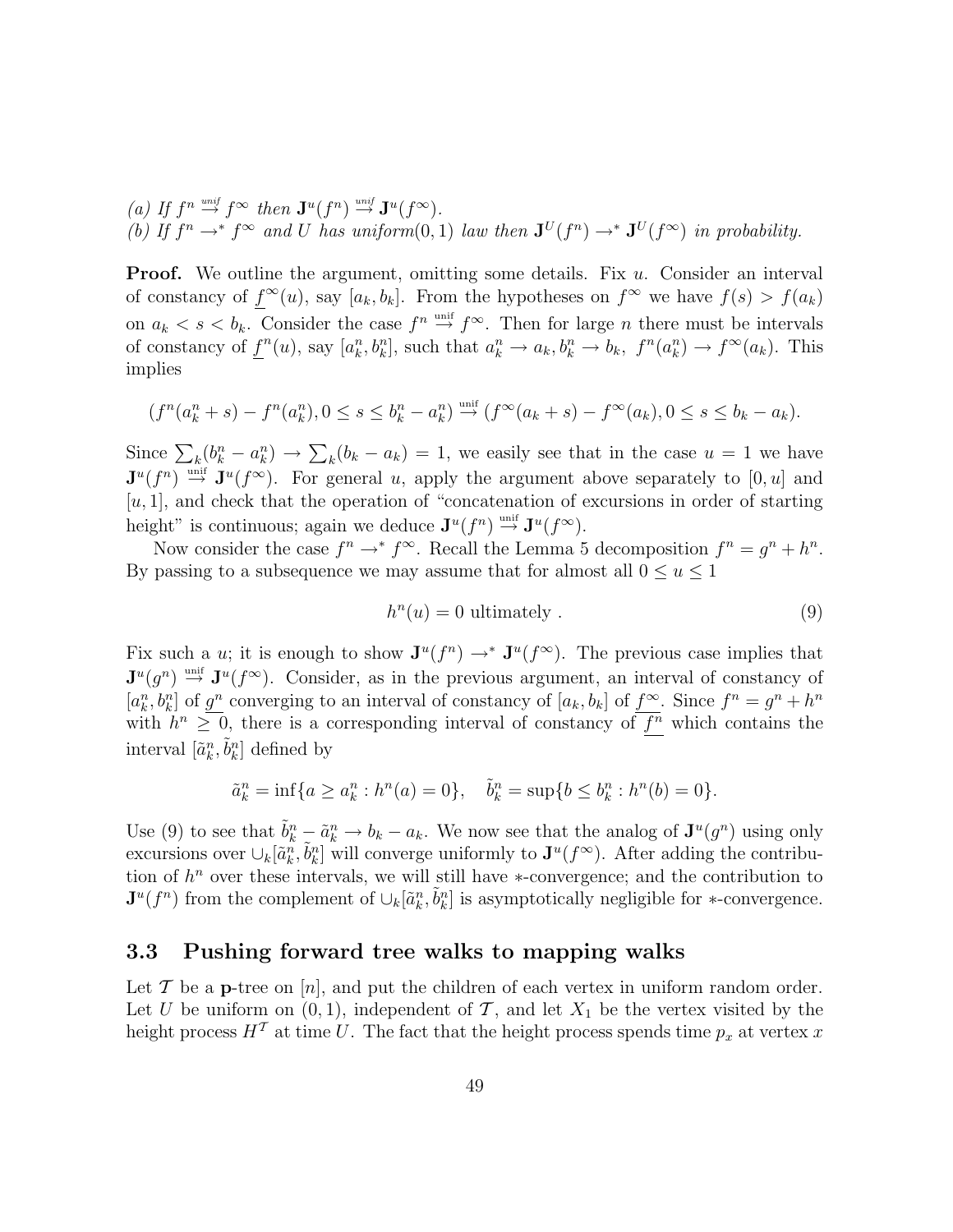*(a) If $f^n \stackrel{unif}{\to} f^\infty$ then $\mathbf{J}^u(f^n) \stackrel{unif}{\to} \mathbf{J}^u(f^\infty)$.*
*(b) If $f^n \to^* f^\infty$ and $U$ has uniform(0,1) law then $\mathbf{J}^U(f^n) \to^* \mathbf{J}^U(f^\infty)$ in probability.*

**Proof.** We outline the argument, omitting some details. Fix $u$. Consider an interval of constancy of $\underline{f}^\infty(u)$, say $[a_k, b_k]$. From the hypotheses on $f^\infty$ we have $f(s) > f(a_k)$ on $a_k < s < b_k$. Consider the case $f^n \stackrel{\text{unif}}{\to} f^\infty$. Then for large $n$ there must be intervals of constancy of $\underline{f}^n(u)$, say $[a^n_k, b^n_k]$, such that $a^n_k \to a_k, b^n_k \to b_k,\ f^n(a^n_k) \to f^\infty(a_k)$. This implies

$$(f^n(a^n_k + s) - f^n(a^n_k), 0 \le s \le b^n_k - a^n_k) \stackrel{\text{unif}}{\to} (f^\infty(a_k + s) - f^\infty(a_k), 0 \le s \le b_k - a_k).$$

Since $\sum_k (b^n_k - a^n_k) \to \sum_k (b_k - a_k) = 1$, we easily see that in the case $u = 1$ we have $\mathbf{J}^u(f^n) \stackrel{\text{unif}}{\to} \mathbf{J}^u(f^\infty)$. For general $u$, apply the argument above separately to $[0, u]$ and $[u, 1]$, and check that the operation of "concatenation of excursions in order of starting height" is continuous; again we deduce $\mathbf{J}^u(f^n) \stackrel{\text{unif}}{\to} \mathbf{J}^u(f^\infty)$.

Now consider the case $f^n \to^* f^\infty$. Recall the Lemma 5 decomposition $f^n = g^n + h^n$. By passing to a subsequence we may assume that for almost all $0 \le u \le 1$

$$h^n(u) = 0 \text{ ultimately }. \tag{9}$$

Fix such a $u$; it is enough to show $\mathbf{J}^u(f^n) \to^* \mathbf{J}^u(f^\infty)$. The previous case implies that $\mathbf{J}^u(g^n) \stackrel{\text{unif}}{\to} \mathbf{J}^u(f^\infty)$. Consider, as in the previous argument, an interval of constancy of $[a^n_k, b^n_k]$ of $\underline{g^n}$ converging to an interval of constancy of $[a_k, b_k]$ of $\underline{f^\infty}$. Since $f^n = g^n + h^n$ with $h^n \ge 0$, there is a corresponding interval of constancy of $\underline{f^n}$ which contains the interval $[\tilde{a}^n_k, \tilde{b}^n_k]$ defined by

$$\tilde{a}^n_k = \inf\{a \ge a^n_k : h^n(a) = 0\}, \quad \tilde{b}^n_k = \sup\{b \le b^n_k : h^n(b) = 0\}.$$

Use (9) to see that $\tilde{b}^n_k - \tilde{a}^n_k \to b_k - a_k$. We now see that the analog of $\mathbf{J}^u(g^n)$ using only excursions over $\cup_k [\tilde{a}^n_k, \tilde{b}^n_k]$ will converge uniformly to $\mathbf{J}^u(f^\infty)$. After adding the contribution of $h^n$ over these intervals, we will still have $*$-convergence; and the contribution to $\mathbf{J}^u(f^n)$ from the complement of $\cup_k [\tilde{a}^n_k, \tilde{b}^n_k]$ is asymptotically negligible for $*$-convergence.

### 3.3 Pushing forward tree walks to mapping walks

Let $\mathcal{T}$ be a $\mathbf{p}$-tree on $[n]$, and put the children of each vertex in uniform random order. Let $U$ be uniform on $(0, 1)$, independent of $\mathcal{T}$, and let $X_1$ be the vertex visited by the height process $H^\mathcal{T}$ at time $U$. The fact that the height process spends time $p_x$ at vertex $x$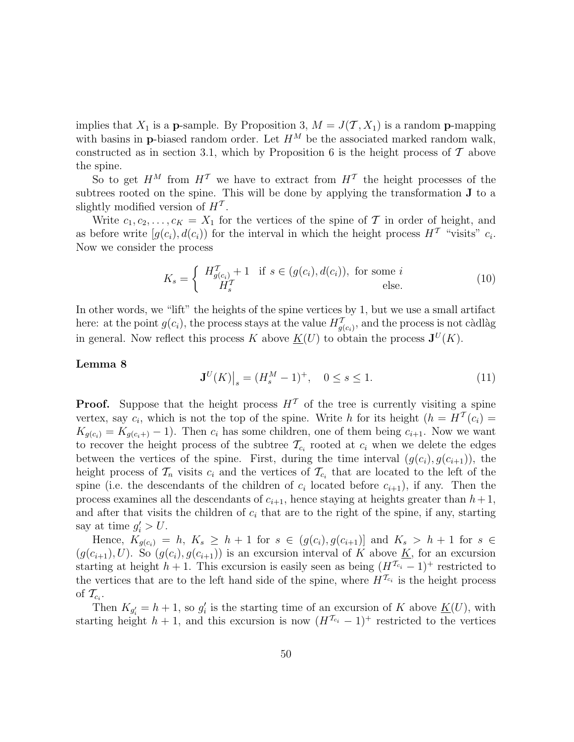implies that $X_1$ is a $\mathbf{p}$-sample. By Proposition 3, $M = J(\mathcal{T}, X_1)$ is a random $\mathbf{p}$-mapping with basins in $\mathbf{p}$-biased random order. Let $H^M$ be the associated marked random walk, constructed as in section 3.1, which by Proposition 6 is the height process of $\mathcal{T}$ above the spine.

So to get $H^M$ from $H^{\mathcal{T}}$ we have to extract from $H^{\mathcal{T}}$ the height processes of the subtrees rooted on the spine. This will be done by applying the transformation $\mathbf{J}$ to a slightly modified version of $H^{\mathcal{T}}$.

Write $c_1, c_2, \ldots, c_K = X_1$ for the vertices of the spine of $\mathcal{T}$ in order of height, and as before write $[g(c_i), d(c_i))$ for the interval in which the height process $H^{\mathcal{T}}$ "visits" $c_i$. Now we consider the process

$$K_s = \begin{cases} H^{\mathcal{T}}_{g(c_i)} + 1 & \text{if } s \in (g(c_i), d(c_i)), \text{ for some } i \\ H^{\mathcal{T}}_s & \text{else.} \end{cases} \tag{10}$$

In other words, we "lift" the heights of the spine vertices by 1, but we use a small artifact here: at the point $g(c_i)$, the process stays at the value $H^{\mathcal{T}}_{g(c_i)}$, and the process is not càdlàg in general. Now reflect this process $K$ above $\underline{K}(U)$ to obtain the process $\mathbf{J}^U(K)$.

**Lemma 8**

$$\mathbf{J}^U(K)\big|_s = (H^M_s - 1)^+, \quad 0 \leq s \leq 1. \tag{11}$$

**Proof.** Suppose that the height process $H^{\mathcal{T}}$ of the tree is currently visiting a spine vertex, say $c_i$, which is not the top of the spine. Write $h$ for its height ($h = H^{\mathcal{T}}(c_i) = K_{g(c_i)} = K_{g(c_i+)} - 1$). Then $c_i$ has some children, one of them being $c_{i+1}$. Now we want to recover the height process of the subtree $\mathcal{T}_{c_i}$ rooted at $c_i$ when we delete the edges between the vertices of the spine. First, during the time interval $(g(c_i), g(c_{i+1}))$, the height process of $\mathcal{T}_n$ visits $c_i$ and the vertices of $\mathcal{T}_{c_i}$ that are located to the left of the spine (i.e. the descendants of the children of $c_i$ located before $c_{i+1}$), if any. Then the process examines all the descendants of $c_{i+1}$, hence staying at heights greater than $h+1$, and after that visits the children of $c_i$ that are to the right of the spine, if any, starting say at time $g'_i > U$.

Hence, $K_{g(c_i)} = h$, $K_s \geq h+1$ for $s \in (g(c_i), g(c_{i+1})]$ and $K_s > h+1$ for $s \in (g(c_{i+1}), U)$. So $(g(c_i), g(c_{i+1}))$ is an excursion interval of $K$ above $\underline{K}$, for an excursion starting at height $h+1$. This excursion is easily seen as being $(H^{\mathcal{T}_{c_i}} - 1)^+$ restricted to the vertices that are to the left hand side of the spine, where $H^{\mathcal{T}_{c_i}}$ is the height process of $\mathcal{T}_{c_i}$.

Then $K_{g'_i} = h+1$, so $g'_i$ is the starting time of an excursion of $K$ above $\underline{K}(U)$, with starting height $h+1$, and this excursion is now $(H^{\mathcal{T}_{c_i}} - 1)^+$ restricted to the vertices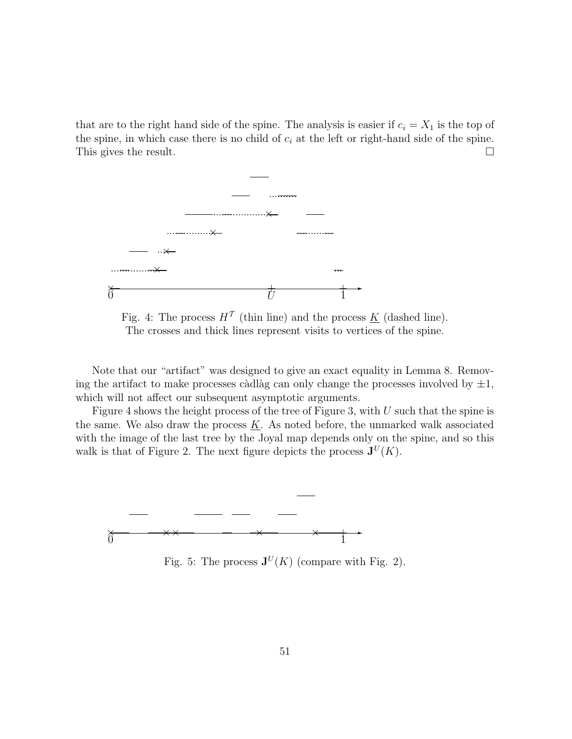that are to the right hand side of the spine. The analysis is easier if $c_i = X_1$ is the top of the spine, in which case there is no child of $c_i$ at the left or right-hand side of the spine. This gives the result. $\square$

Fig. 4: The process $H^{\mathcal{T}}$ (thin line) and the process $\underline{K}$ (dashed line). The crosses and thick lines represent visits to vertices of the spine.

Note that our "artifact" was designed to give an exact equality in Lemma 8. Removing the artifact to make processes càdlàg can only change the processes involved by $\pm 1$, which will not affect our subsequent asymptotic arguments.

Figure 4 shows the height process of the tree of Figure 3, with $U$ such that the spine is the same. We also draw the process $\underline{K}$. As noted before, the unmarked walk associated with the image of the last tree by the Joyal map depends only on the spine, and so this walk is that of Figure 2. The next figure depicts the process $\mathbf{J}^U(K)$.

Fig. 5: The process $\mathbf{J}^U(K)$ (compare with Fig. 2).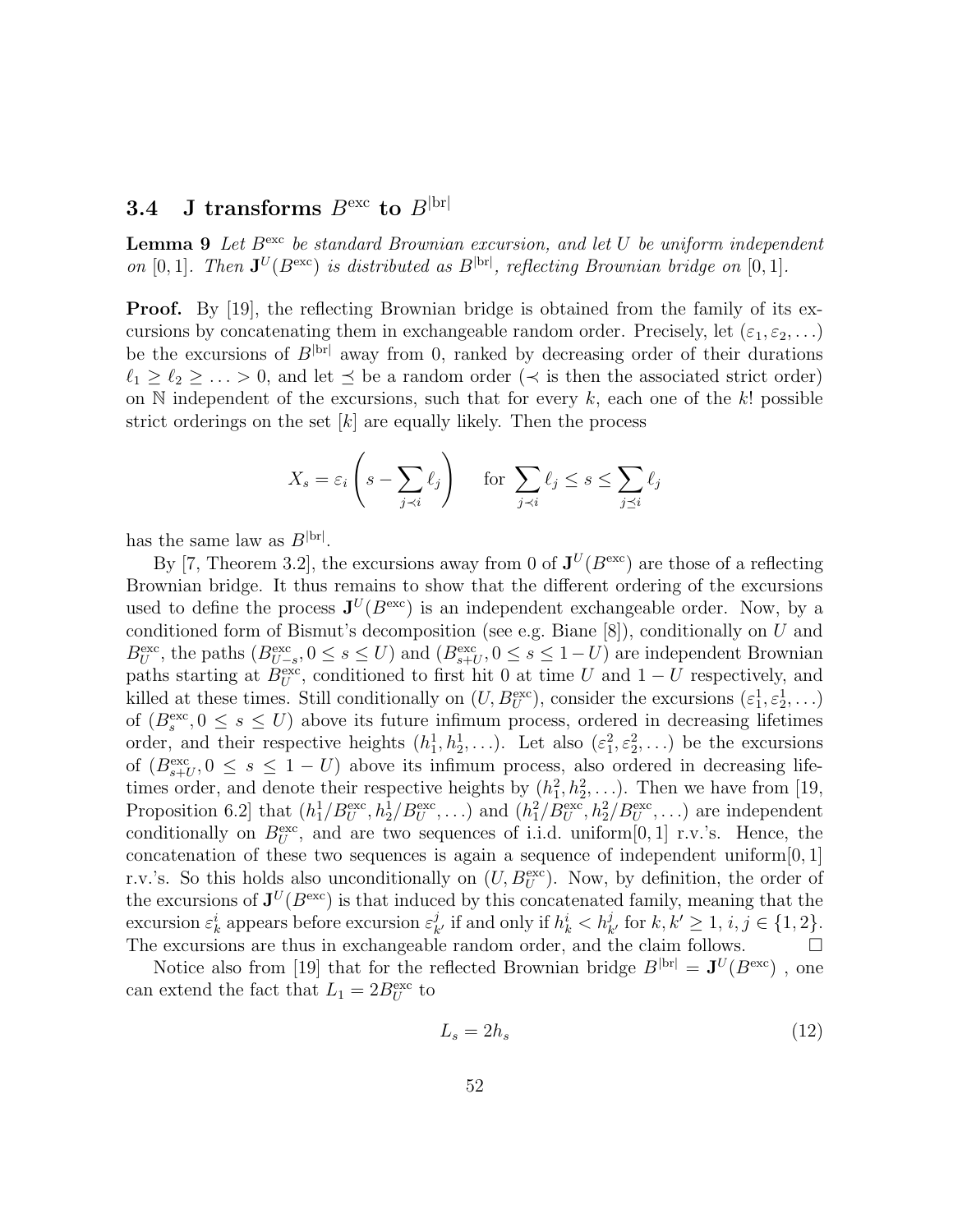### 3.4 J transforms $B^{\rm exc}$ to $B^{|{\rm br}|}$

**Lemma 9** *Let $B^{\rm exc}$ be standard Brownian excursion, and let $U$ be uniform independent on $[0,1]$. Then $\mathbf{J}^U(B^{\rm exc})$ is distributed as $B^{|{\rm br}|}$, reflecting Brownian bridge on $[0,1]$.*

**Proof.** By [19], the reflecting Brownian bridge is obtained from the family of its excursions by concatenating them in exchangeable random order. Precisely, let $(\varepsilon_1, \varepsilon_2, \ldots)$ be the excursions of $B^{|{\rm br}|}$ away from 0, ranked by decreasing order of their durations $\ell_1 \geq \ell_2 \geq \ldots > 0$, and let $\preceq$ be a random order ($\prec$ is then the associated strict order) on $\mathbb{N}$ independent of the excursions, such that for every $k$, each one of the $k!$ possible strict orderings on the set $[k]$ are equally likely. Then the process

$$X_s = \varepsilon_i \left( s - \sum_{j \prec i} \ell_j \right) \quad \text{ for } \sum_{j \prec i} \ell_j \leq s \leq \sum_{j \preceq i} \ell_j$$

has the same law as $B^{|{\rm br}|}$.

By [7, Theorem 3.2], the excursions away from 0 of $\mathbf{J}^U(B^{\rm exc})$ are those of a reflecting Brownian bridge. It thus remains to show that the different ordering of the excursions used to define the process $\mathbf{J}^U(B^{\rm exc})$ is an independent exchangeable order. Now, by a conditioned form of Bismut's decomposition (see e.g. Biane [8]), conditionally on $U$ and $B^{\rm exc}_U$, the paths $(B^{\rm exc}_{U-s}, 0 \leq s \leq U)$ and $(B^{\rm exc}_{s+U}, 0 \leq s \leq 1-U)$ are independent Brownian paths starting at $B^{\rm exc}_U$, conditioned to first hit 0 at time $U$ and $1-U$ respectively, and killed at these times. Still conditionally on $(U, B^{\rm exc}_U)$, consider the excursions $(\varepsilon^1_1, \varepsilon^1_2, \ldots)$ of $(B^{\rm exc}_s, 0 \leq s \leq U)$ above its future infimum process, ordered in decreasing lifetimes order, and their respective heights $(h^1_1, h^1_2, \ldots)$. Let also $(\varepsilon^2_1, \varepsilon^2_2, \ldots)$ be the excursions of $(B^{\rm exc}_{s+U}, 0 \leq s \leq 1-U)$ above its infimum process, also ordered in decreasing lifetimes order, and denote their respective heights by $(h^2_1, h^2_2, \ldots)$. Then we have from [19, Proposition 6.2] that $(h^1_1/B^{\rm exc}_U, h^1_2/B^{\rm exc}_U, \ldots)$ and $(h^2_1/B^{\rm exc}_U, h^2_2/B^{\rm exc}_U, \ldots)$ are independent conditionally on $B^{\rm exc}_U$, and are two sequences of i.i.d. uniform$[0,1]$ r.v.'s. Hence, the concatenation of these two sequences is again a sequence of independent uniform$[0,1]$ r.v.'s. So this holds also unconditionally on $(U, B^{\rm exc}_U)$. Now, by definition, the order of the excursions of $\mathbf{J}^U(B^{\rm exc})$ is that induced by this concatenated family, meaning that the excursion $\varepsilon^i_k$ appears before excursion $\varepsilon^j_{k'}$ if and only if $h^i_k < h^j_{k'}$ for $k, k' \geq 1$, $i, j \in \{1,2\}$. The excursions are thus in exchangeable random order, and the claim follows. $\square$

Notice also from [19] that for the reflected Brownian bridge $B^{|{\rm br}|} = \mathbf{J}^U(B^{\rm exc})$ , one can extend the fact that $L_1 = 2B^{\rm exc}_U$ to

$$L_s = 2h_s \tag{12}$$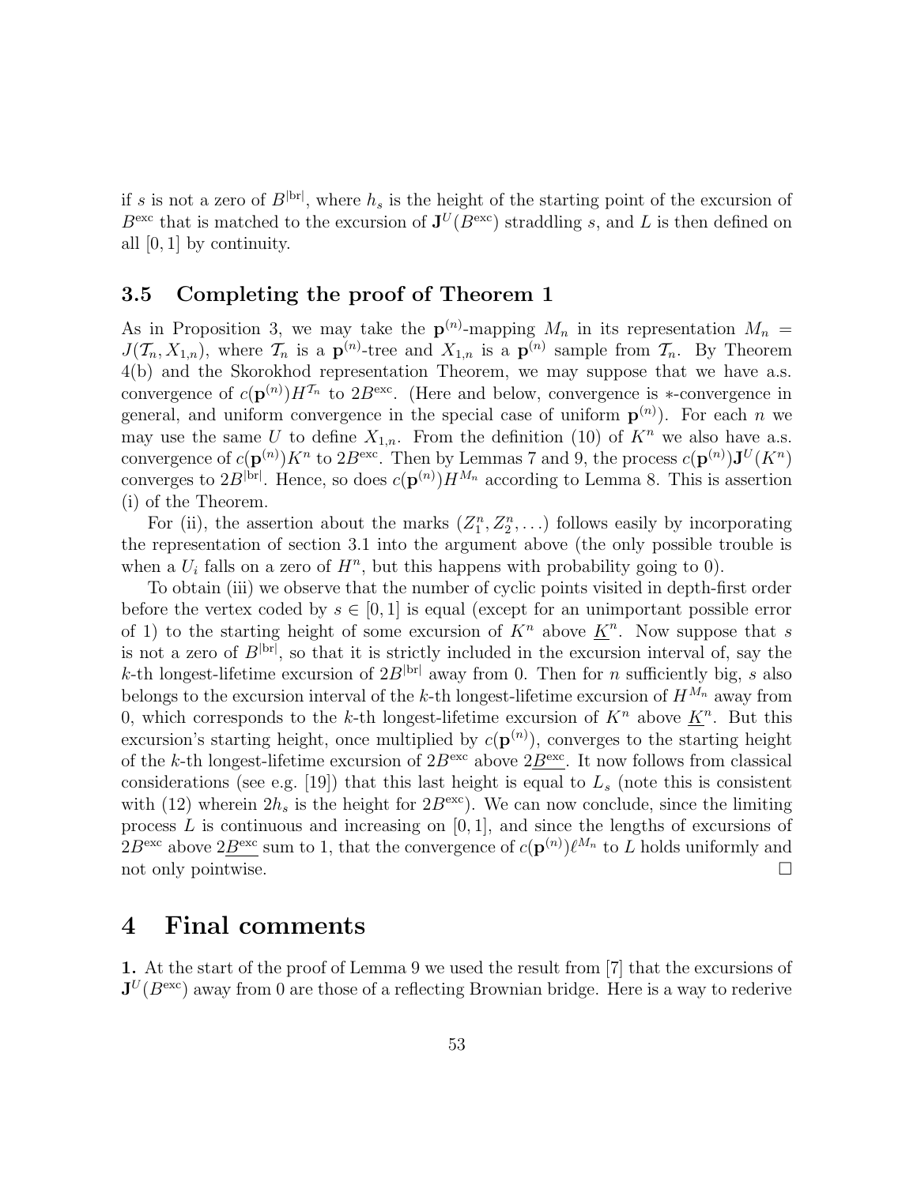if $s$ is not a zero of $B^{|\mathrm{br}|}$, where $h_s$ is the height of the starting point of the excursion of $B^{\mathrm{exc}}$ that is matched to the excursion of $\mathbf{J}^U(B^{\mathrm{exc}})$ straddling $s$, and $L$ is then defined on all $[0,1]$ by continuity.

### 3.5 Completing the proof of Theorem 1

As in Proposition 3, we may take the $\mathbf{p}^{(n)}$-mapping $M_n$ in its representation $M_n = J(\mathcal{T}_n, X_{1,n})$, where $\mathcal{T}_n$ is a $\mathbf{p}^{(n)}$-tree and $X_{1,n}$ is a $\mathbf{p}^{(n)}$ sample from $\mathcal{T}_n$. By Theorem 4(b) and the Skorokhod representation Theorem, we may suppose that we have a.s. convergence of $c(\mathbf{p}^{(n)})H^{\mathcal{T}_n}$ to $2B^{\mathrm{exc}}$. (Here and below, convergence is $*$-convergence in general, and uniform convergence in the special case of uniform $\mathbf{p}^{(n)}$). For each $n$ we may use the same $U$ to define $X_{1,n}$. From the definition (10) of $K^n$ we also have a.s. convergence of $c(\mathbf{p}^{(n)})K^n$ to $2B^{\mathrm{exc}}$. Then by Lemmas 7 and 9, the process $c(\mathbf{p}^{(n)})\mathbf{J}^U(K^n)$ converges to $2B^{|\mathrm{br}|}$. Hence, so does $c(\mathbf{p}^{(n)})H^{M_n}$ according to Lemma 8. This is assertion (i) of the Theorem.

For (ii), the assertion about the marks $(Z_1^n, Z_2^n, \ldots)$ follows easily by incorporating the representation of section 3.1 into the argument above (the only possible trouble is when a $U_i$ falls on a zero of $H^n$, but this happens with probability going to 0).

To obtain (iii) we observe that the number of cyclic points visited in depth-first order before the vertex coded by $s \in [0,1]$ is equal (except for an unimportant possible error of 1) to the starting height of some excursion of $K^n$ above $\underline{K}^n$. Now suppose that $s$ is not a zero of $B^{|\mathrm{br}|}$, so that it is strictly included in the excursion interval of, say the $k$-th longest-lifetime excursion of $2B^{|\mathrm{br}|}$ away from 0. Then for $n$ sufficiently big, $s$ also belongs to the excursion interval of the $k$-th longest-lifetime excursion of $H^{M_n}$ away from 0, which corresponds to the $k$-th longest-lifetime excursion of $K^n$ above $\underline{K}^n$. But this excursion's starting height, once multiplied by $c(\mathbf{p}^{(n)})$, converges to the starting height of the $k$-th longest-lifetime excursion of $2B^{\mathrm{exc}}$ above $2\underline{B^{\mathrm{exc}}}$. It now follows from classical considerations (see e.g. [19]) that this last height is equal to $L_s$ (note this is consistent with (12) wherein $2h_s$ is the height for $2B^{\mathrm{exc}}$). We can now conclude, since the limiting process $L$ is continuous and increasing on $[0,1]$, and since the lengths of excursions of $2B^{\mathrm{exc}}$ above $2\underline{B^{\mathrm{exc}}}$ sum to 1, that the convergence of $c(\mathbf{p}^{(n)})\ell^{M_n}$ to $L$ holds uniformly and not only pointwise. $\square$

## 4 Final comments

**1.** At the start of the proof of Lemma 9 we used the result from [7] that the excursions of $\mathbf{J}^U(B^{\mathrm{exc}})$ away from 0 are those of a reflecting Brownian bridge. Here is a way to rederive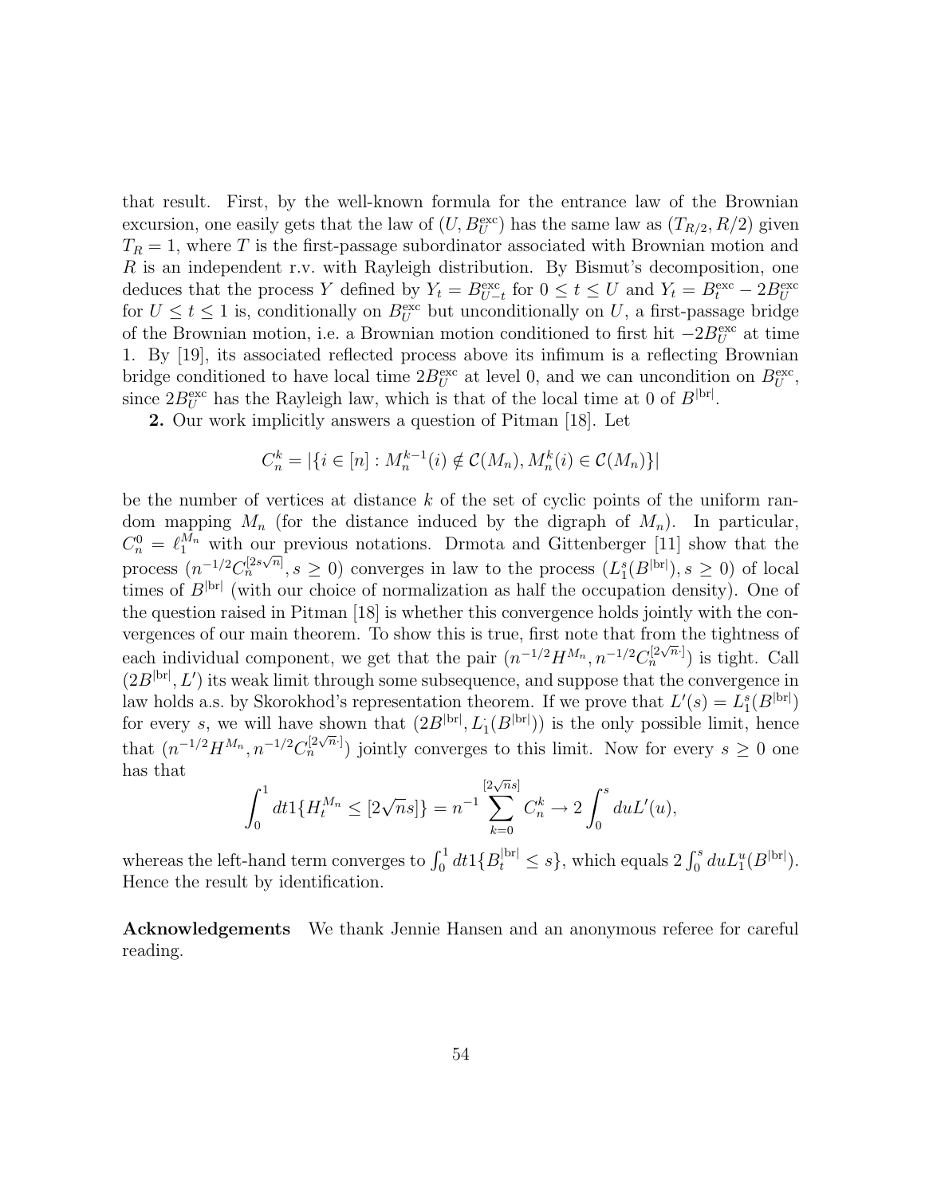that result. First, by the well-known formula for the entrance law of the Brownian excursion, one easily gets that the law of $(U, B^{\rm exc}_U)$ has the same law as $(T_{R/2}, R/2)$ given $T_R = 1$, where $T$ is the first-passage subordinator associated with Brownian motion and $R$ is an independent r.v. with Rayleigh distribution. By Bismut's decomposition, one deduces that the process $Y$ defined by $Y_t = B^{\rm exc}_{U-t}$ for $0 \leq t \leq U$ and $Y_t = B^{\rm exc}_t - 2B^{\rm exc}_U$ for $U \leq t \leq 1$ is, conditionally on $B^{\rm exc}_U$ but unconditionally on $U$, a first-passage bridge of the Brownian motion, i.e. a Brownian motion conditioned to first hit $-2B^{\rm exc}_U$ at time 1. By [19], its associated reflected process above its infimum is a reflecting Brownian bridge conditioned to have local time $2B^{\rm exc}_U$ at level 0, and we can uncondition on $B^{\rm exc}_U$, since $2B^{\rm exc}_U$ has the Rayleigh law, which is that of the local time at 0 of $B^{|{\rm br}|}$.

**2.** Our work implicitly answers a question of Pitman [18]. Let

$$C^k_n = |\{i \in [n] : M^{k-1}_n(i) \notin \mathcal{C}(M_n), M^k_n(i) \in \mathcal{C}(M_n)\}|$$

be the number of vertices at distance $k$ of the set of cyclic points of the uniform random mapping $M_n$ (for the distance induced by the digraph of $M_n$). In particular, $C^0_n = \ell^{M_n}_1$ with our previous notations. Drmota and Gittenberger [11] show that the process $(n^{-1/2}C^{[2s\sqrt{n}]}_n, s \geq 0)$ converges in law to the process $(L^s_1(B^{|{\rm br}|}), s \geq 0)$ of local times of $B^{|{\rm br}|}$ (with our choice of normalization as half the occupation density). One of the question raised in Pitman [18] is whether this convergence holds jointly with the convergences of our main theorem. To show this is true, first note that from the tightness of each individual component, we get that the pair $(n^{-1/2}H^{M_n}, n^{-1/2}C^{[2\sqrt{n}\cdot]}_n)$ is tight. Call $(2B^{|{\rm br}|}, L')$ its weak limit through some subsequence, and suppose that the convergence in law holds a.s. by Skorokhod's representation theorem. If we prove that $L'(s) = L^s_1(B^{|{\rm br}|})$ for every $s$, we will have shown that $(2B^{|{\rm br}|}, L^{\cdot}_1(B^{|{\rm br}|}))$ is the only possible limit, hence that $(n^{-1/2}H^{M_n}, n^{-1/2}C^{[2\sqrt{n}\cdot]}_n)$ jointly converges to this limit. Now for every $s \geq 0$ one has that

$$\int_0^1 dt 1\{H^{M_n}_t \leq [2\sqrt{n}s]\} = n^{-1}\sum_{k=0}^{[2\sqrt{n}s]} C^k_n \to 2\int_0^s du L'(u),$$

whereas the left-hand term converges to $\int_0^1 dt 1\{B^{|{\rm br}|}_t \leq s\}$, which equals $2\int_0^s du L^u_1(B^{|{\rm br}|})$. Hence the result by identification.

**Acknowledgements** We thank Jennie Hansen and an anonymous referee for careful reading.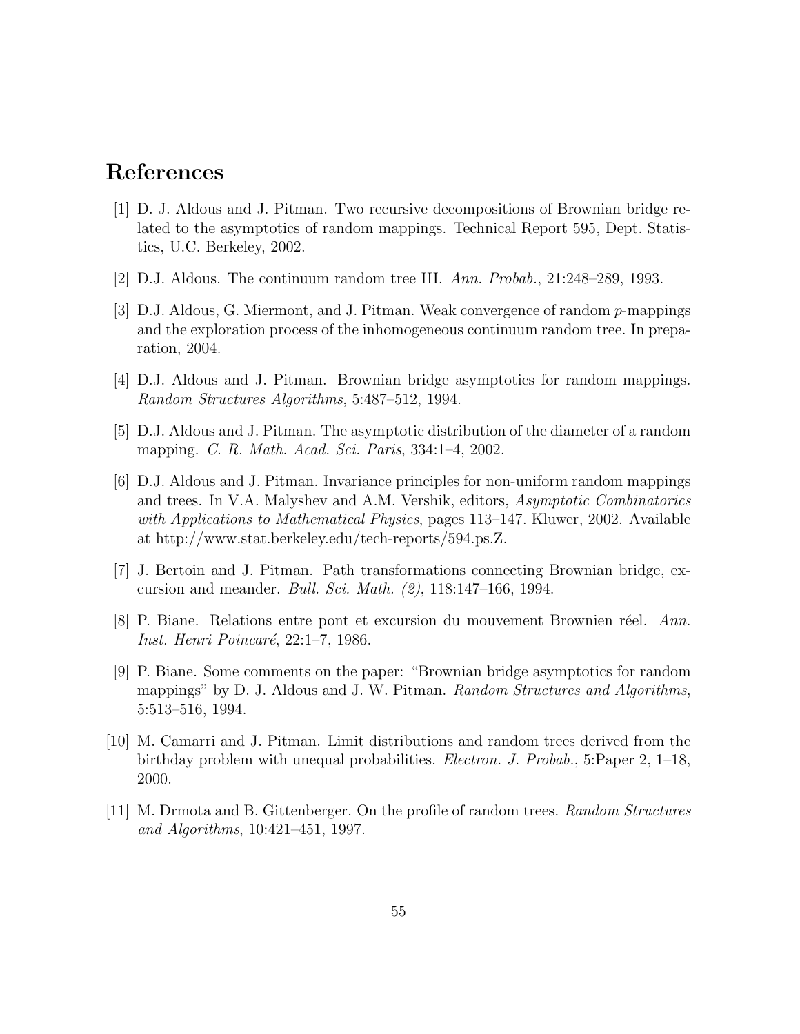# References

[1] D. J. Aldous and J. Pitman. Two recursive decompositions of Brownian bridge related to the asymptotics of random mappings. Technical Report 595, Dept. Statistics, U.C. Berkeley, 2002.

[2] D.J. Aldous. The continuum random tree III. *Ann. Probab.*, 21:248–289, 1993.

[3] D.J. Aldous, G. Miermont, and J. Pitman. Weak convergence of random $p$-mappings and the exploration process of the inhomogeneous continuum random tree. In preparation, 2004.

[4] D.J. Aldous and J. Pitman. Brownian bridge asymptotics for random mappings. *Random Structures Algorithms*, 5:487–512, 1994.

[5] D.J. Aldous and J. Pitman. The asymptotic distribution of the diameter of a random mapping. *C. R. Math. Acad. Sci. Paris*, 334:1–4, 2002.

[6] D.J. Aldous and J. Pitman. Invariance principles for non-uniform random mappings and trees. In V.A. Malyshev and A.M. Vershik, editors, *Asymptotic Combinatorics with Applications to Mathematical Physics*, pages 113–147. Kluwer, 2002. Available at http://www.stat.berkeley.edu/tech-reports/594.ps.Z.

[7] J. Bertoin and J. Pitman. Path transformations connecting Brownian bridge, excursion and meander. *Bull. Sci. Math. (2)*, 118:147–166, 1994.

[8] P. Biane. Relations entre pont et excursion du mouvement Brownien réel. *Ann. Inst. Henri Poincaré*, 22:1–7, 1986.

[9] P. Biane. Some comments on the paper: "Brownian bridge asymptotics for random mappings" by D. J. Aldous and J. W. Pitman. *Random Structures and Algorithms*, 5:513–516, 1994.

[10] M. Camarri and J. Pitman. Limit distributions and random trees derived from the birthday problem with unequal probabilities. *Electron. J. Probab.*, 5:Paper 2, 1–18, 2000.

[11] M. Drmota and B. Gittenberger. On the profile of random trees. *Random Structures and Algorithms*, 10:421–451, 1997.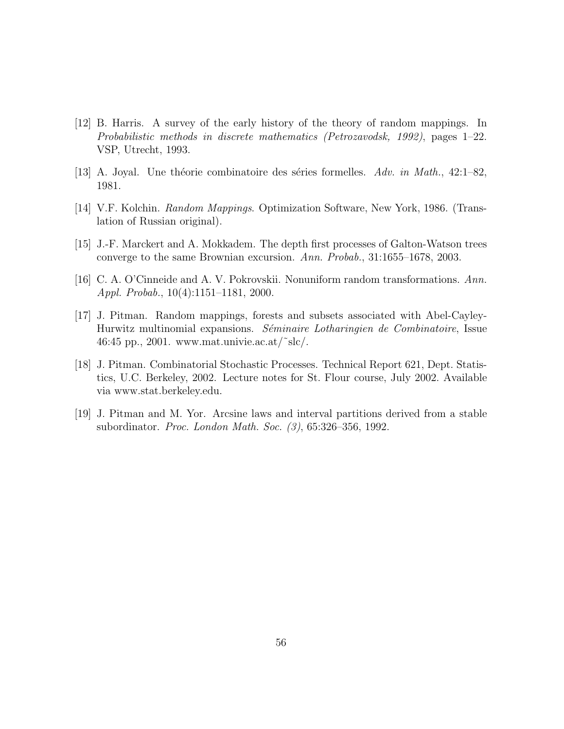[12] B. Harris. A survey of the early history of the theory of random mappings. In *Probabilistic methods in discrete mathematics (Petrozavodsk, 1992)*, pages 1–22. VSP, Utrecht, 1993.

[13] A. Joyal. Une théorie combinatoire des séries formelles. *Adv. in Math.*, 42:1–82, 1981.

[14] V.F. Kolchin. *Random Mappings*. Optimization Software, New York, 1986. (Translation of Russian original).

[15] J.-F. Marckert and A. Mokkadem. The depth first processes of Galton-Watson trees converge to the same Brownian excursion. *Ann. Probab.*, 31:1655–1678, 2003.

[16] C. A. O'Cinneide and A. V. Pokrovskii. Nonuniform random transformations. *Ann. Appl. Probab.*, 10(4):1151–1181, 2000.

[17] J. Pitman. Random mappings, forests and subsets associated with Abel-Cayley-Hurwitz multinomial expansions. *Séminaire Lotharingien de Combinatoire*, Issue 46:45 pp., 2001. www.mat.univie.ac.at/~slc/.

[18] J. Pitman. Combinatorial Stochastic Processes. Technical Report 621, Dept. Statistics, U.C. Berkeley, 2002. Lecture notes for St. Flour course, July 2002. Available via www.stat.berkeley.edu.

[19] J. Pitman and M. Yor. Arcsine laws and interval partitions derived from a stable subordinator. *Proc. London Math. Soc. (3)*, 65:326–356, 1992.